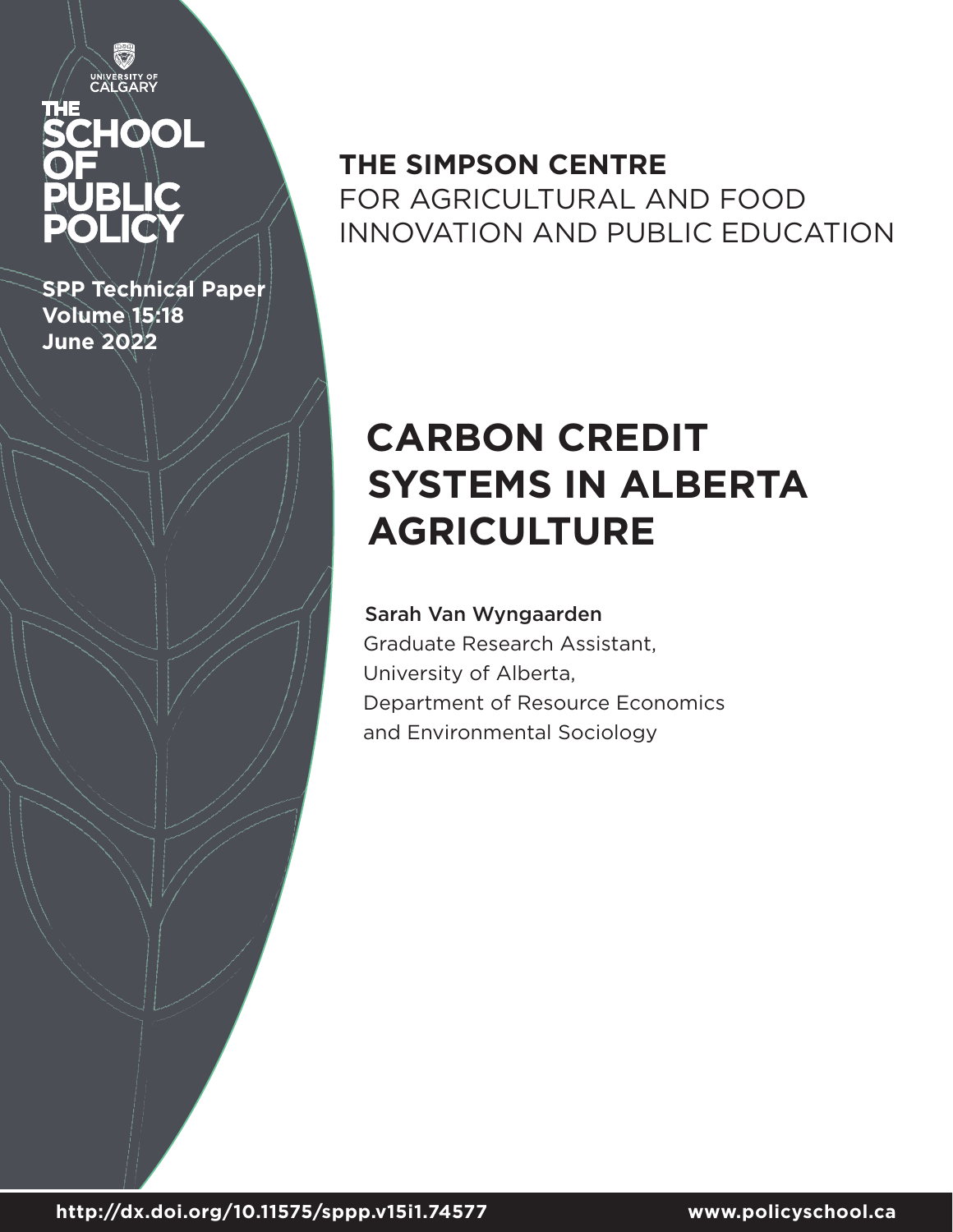UNIVERSITY OF CALGARY

THE SCHOOL OF PUBLIC POLICY

**SPP Technical Paper**
**Volume 15:18**
**June 2022**

**THE SIMPSON CENTRE**
FOR AGRICULTURAL AND FOOD INNOVATION AND PUBLIC EDUCATION

# CARBON CREDIT SYSTEMS IN ALBERTA AGRICULTURE

Sarah Van Wyngaarden
Graduate Research Assistant,
University of Alberta,
Department of Resource Economics
and Environmental Sociology

**http://dx.doi.org/10.11575/sppp.v15i1.74577**

**www.policyschool.ca**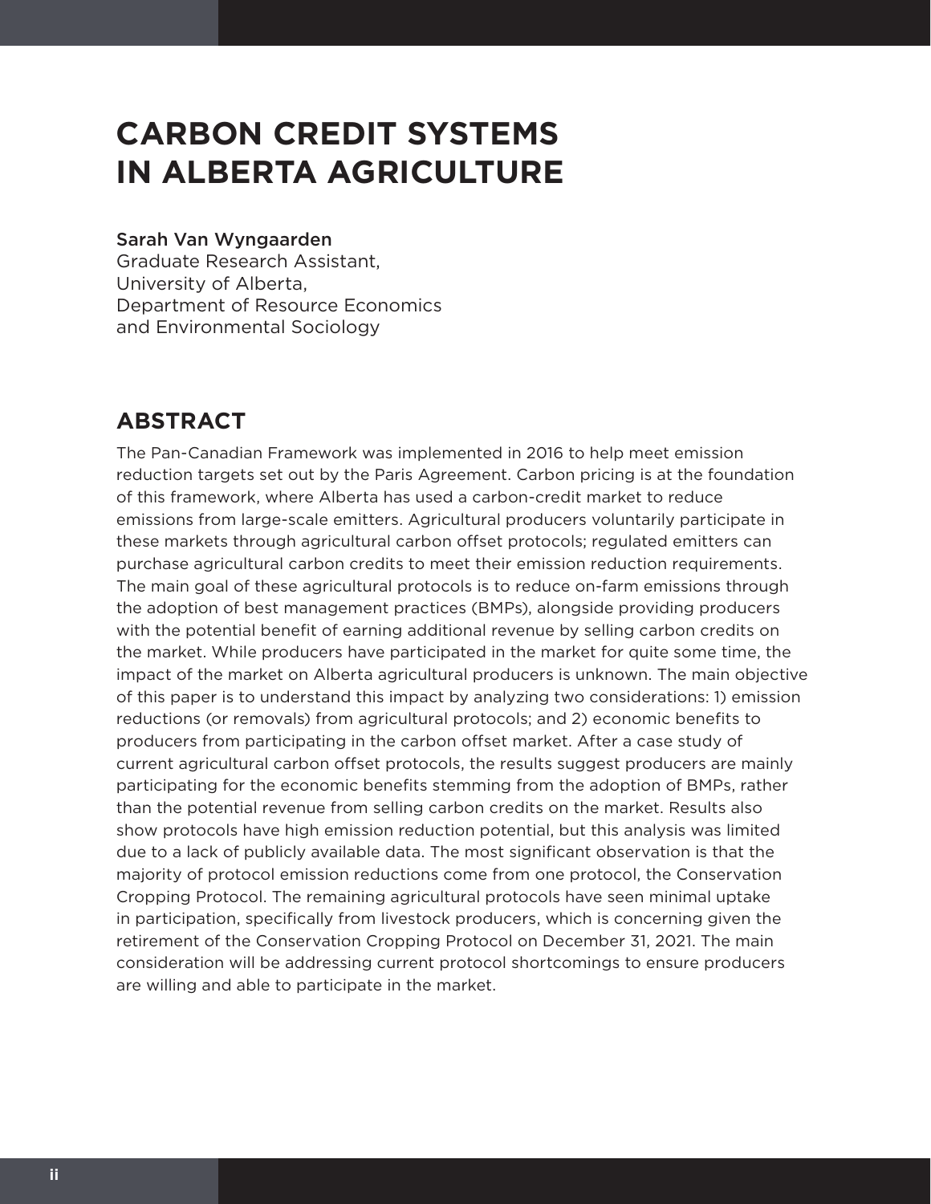# CARBON CREDIT SYSTEMS IN ALBERTA AGRICULTURE

Sarah Van Wyngaarden
Graduate Research Assistant,
University of Alberta,
Department of Resource Economics
and Environmental Sociology

## ABSTRACT

The Pan-Canadian Framework was implemented in 2016 to help meet emission reduction targets set out by the Paris Agreement. Carbon pricing is at the foundation of this framework, where Alberta has used a carbon-credit market to reduce emissions from large-scale emitters. Agricultural producers voluntarily participate in these markets through agricultural carbon offset protocols; regulated emitters can purchase agricultural carbon credits to meet their emission reduction requirements. The main goal of these agricultural protocols is to reduce on-farm emissions through the adoption of best management practices (BMPs), alongside providing producers with the potential benefit of earning additional revenue by selling carbon credits on the market. While producers have participated in the market for quite some time, the impact of the market on Alberta agricultural producers is unknown. The main objective of this paper is to understand this impact by analyzing two considerations: 1) emission reductions (or removals) from agricultural protocols; and 2) economic benefits to producers from participating in the carbon offset market. After a case study of current agricultural carbon offset protocols, the results suggest producers are mainly participating for the economic benefits stemming from the adoption of BMPs, rather than the potential revenue from selling carbon credits on the market. Results also show protocols have high emission reduction potential, but this analysis was limited due to a lack of publicly available data. The most significant observation is that the majority of protocol emission reductions come from one protocol, the Conservation Cropping Protocol. The remaining agricultural protocols have seen minimal uptake in participation, specifically from livestock producers, which is concerning given the retirement of the Conservation Cropping Protocol on December 31, 2021. The main consideration will be addressing current protocol shortcomings to ensure producers are willing and able to participate in the market.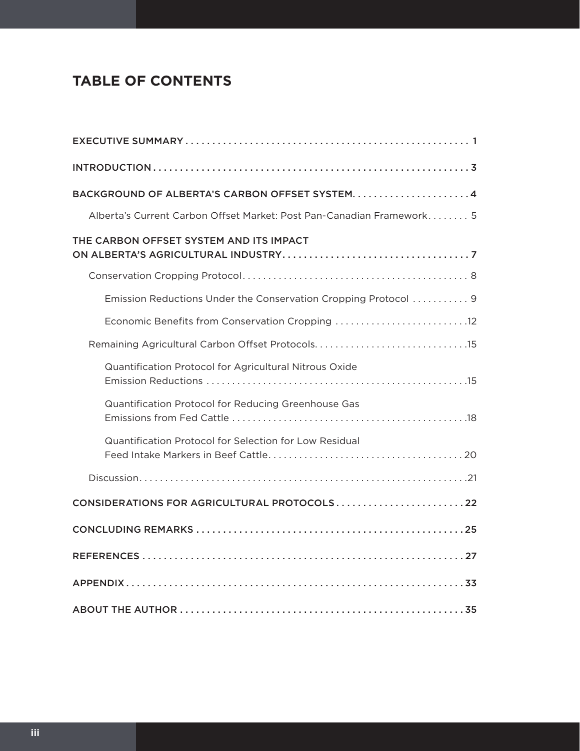# TABLE OF CONTENTS

EXECUTIVE SUMMARY . . . . . . . . . . . . . . . . . . . . . . . . . . . . . . . . . . . . . . . . . . . . . . . . . . . . 1

INTRODUCTION . . . . . . . . . . . . . . . . . . . . . . . . . . . . . . . . . . . . . . . . . . . . . . . . . . . . . . . . . 3

BACKGROUND OF ALBERTA'S CARBON OFFSET SYSTEM. . . . . . . . . . . . . . . . . . . . . . 4

- Alberta's Current Carbon Offset Market: Post Pan-Canadian Framework . . . . . . . . 5

THE CARBON OFFSET SYSTEM AND ITS IMPACT ON ALBERTA'S AGRICULTURAL INDUSTRY. . . . . . . . . . . . . . . . . . . . . . . . . . . . . . . . . . . 7

- Conservation Cropping Protocol . . . . . . . . . . . . . . . . . . . . . . . . . . . . . . . . . . . . . . . . . . . 8
  - Emission Reductions Under the Conservation Cropping Protocol . . . . . . . . . . . 9
  - Economic Benefits from Conservation Cropping . . . . . . . . . . . . . . . . . . . . . . . . . .12
- Remaining Agricultural Carbon Offset Protocols. . . . . . . . . . . . . . . . . . . . . . . . . . . . . .15
  - Quantification Protocol for Agricultural Nitrous Oxide Emission Reductions . . . . . . . . . . . . . . . . . . . . . . . . . . . . . . . . . . . . . . . . . . . . . . . . . .15
  - Quantification Protocol for Reducing Greenhouse Gas Emissions from Fed Cattle . . . . . . . . . . . . . . . . . . . . . . . . . . . . . . . . . . . . . . . . . . . . .18
  - Quantification Protocol for Selection for Low Residual Feed Intake Markers in Beef Cattle. . . . . . . . . . . . . . . . . . . . . . . . . . . . . . . . . . . . . 20
- Discussion. . . . . . . . . . . . . . . . . . . . . . . . . . . . . . . . . . . . . . . . . . . . . . . . . . . . . . . . . . . . . .21

CONSIDERATIONS FOR AGRICULTURAL PROTOCOLS . . . . . . . . . . . . . . . . . . . . . . . . 22

CONCLUDING REMARKS . . . . . . . . . . . . . . . . . . . . . . . . . . . . . . . . . . . . . . . . . . . . . . . . . . 25

REFERENCES . . . . . . . . . . . . . . . . . . . . . . . . . . . . . . . . . . . . . . . . . . . . . . . . . . . . . . . . . . . . 27

APPENDIX . . . . . . . . . . . . . . . . . . . . . . . . . . . . . . . . . . . . . . . . . . . . . . . . . . . . . . . . . . . . . . . 33

ABOUT THE AUTHOR . . . . . . . . . . . . . . . . . . . . . . . . . . . . . . . . . . . . . . . . . . . . . . . . . . . . . 35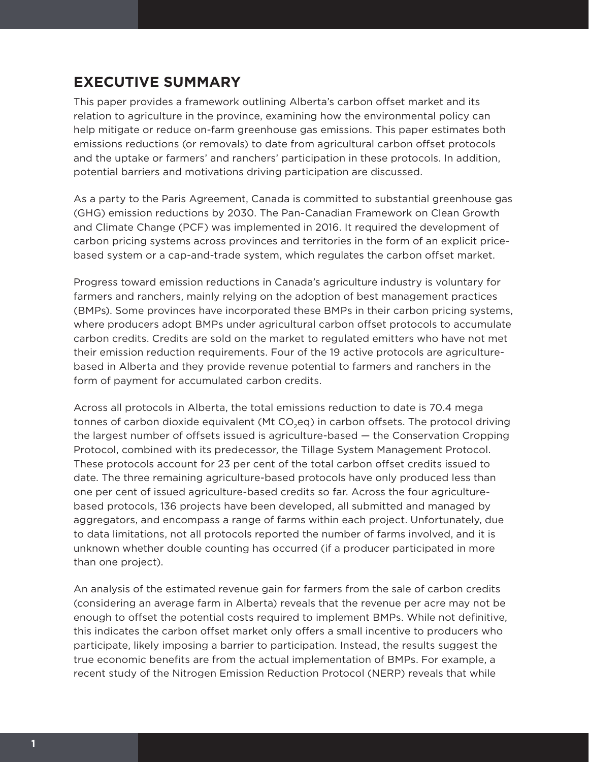## EXECUTIVE SUMMARY

This paper provides a framework outlining Alberta's carbon offset market and its relation to agriculture in the province, examining how the environmental policy can help mitigate or reduce on-farm greenhouse gas emissions. This paper estimates both emissions reductions (or removals) to date from agricultural carbon offset protocols and the uptake or farmers' and ranchers' participation in these protocols. In addition, potential barriers and motivations driving participation are discussed.

As a party to the Paris Agreement, Canada is committed to substantial greenhouse gas (GHG) emission reductions by 2030. The Pan-Canadian Framework on Clean Growth and Climate Change (PCF) was implemented in 2016. It required the development of carbon pricing systems across provinces and territories in the form of an explicit price-based system or a cap-and-trade system, which regulates the carbon offset market.

Progress toward emission reductions in Canada's agriculture industry is voluntary for farmers and ranchers, mainly relying on the adoption of best management practices (BMPs). Some provinces have incorporated these BMPs in their carbon pricing systems, where producers adopt BMPs under agricultural carbon offset protocols to accumulate carbon credits. Credits are sold on the market to regulated emitters who have not met their emission reduction requirements. Four of the 19 active protocols are agriculture-based in Alberta and they provide revenue potential to farmers and ranchers in the form of payment for accumulated carbon credits.

Across all protocols in Alberta, the total emissions reduction to date is 70.4 mega tonnes of carbon dioxide equivalent (Mt $CO_2$eq) in carbon offsets. The protocol driving the largest number of offsets issued is agriculture-based — the Conservation Cropping Protocol, combined with its predecessor, the Tillage System Management Protocol. These protocols account for 23 per cent of the total carbon offset credits issued to date. The three remaining agriculture-based protocols have only produced less than one per cent of issued agriculture-based credits so far. Across the four agriculture-based protocols, 136 projects have been developed, all submitted and managed by aggregators, and encompass a range of farms within each project. Unfortunately, due to data limitations, not all protocols reported the number of farms involved, and it is unknown whether double counting has occurred (if a producer participated in more than one project).

An analysis of the estimated revenue gain for farmers from the sale of carbon credits (considering an average farm in Alberta) reveals that the revenue per acre may not be enough to offset the potential costs required to implement BMPs. While not definitive, this indicates the carbon offset market only offers a small incentive to producers who participate, likely imposing a barrier to participation. Instead, the results suggest the true economic benefits are from the actual implementation of BMPs. For example, a recent study of the Nitrogen Emission Reduction Protocol (NERP) reveals that while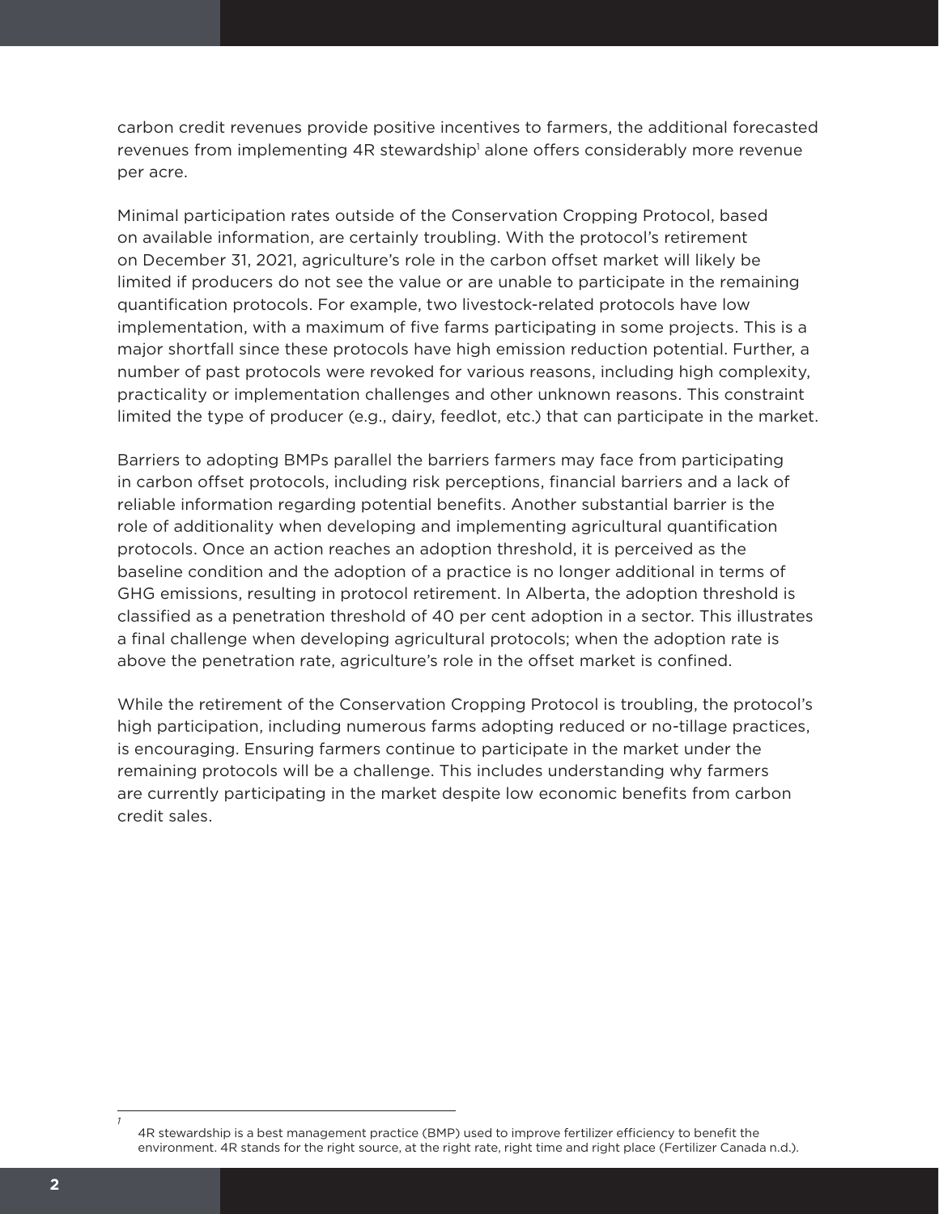carbon credit revenues provide positive incentives to farmers, the additional forecasted revenues from implementing 4R stewardship[1] alone offers considerably more revenue per acre.

Minimal participation rates outside of the Conservation Cropping Protocol, based on available information, are certainly troubling. With the protocol's retirement on December 31, 2021, agriculture's role in the carbon offset market will likely be limited if producers do not see the value or are unable to participate in the remaining quantification protocols. For example, two livestock-related protocols have low implementation, with a maximum of five farms participating in some projects. This is a major shortfall since these protocols have high emission reduction potential. Further, a number of past protocols were revoked for various reasons, including high complexity, practicality or implementation challenges and other unknown reasons. This constraint limited the type of producer (e.g., dairy, feedlot, etc.) that can participate in the market.

Barriers to adopting BMPs parallel the barriers farmers may face from participating in carbon offset protocols, including risk perceptions, financial barriers and a lack of reliable information regarding potential benefits. Another substantial barrier is the role of additionality when developing and implementing agricultural quantification protocols. Once an action reaches an adoption threshold, it is perceived as the baseline condition and the adoption of a practice is no longer additional in terms of GHG emissions, resulting in protocol retirement. In Alberta, the adoption threshold is classified as a penetration threshold of 40 per cent adoption in a sector. This illustrates a final challenge when developing agricultural protocols; when the adoption rate is above the penetration rate, agriculture's role in the offset market is confined.

While the retirement of the Conservation Cropping Protocol is troubling, the protocol's high participation, including numerous farms adopting reduced or no-tillage practices, is encouraging. Ensuring farmers continue to participate in the market under the remaining protocols will be a challenge. This includes understanding why farmers are currently participating in the market despite low economic benefits from carbon credit sales.

---

[1] 4R stewardship is a best management practice (BMP) used to improve fertilizer efficiency to benefit the environment. 4R stands for the right source, at the right rate, right time and right place (Fertilizer Canada n.d.).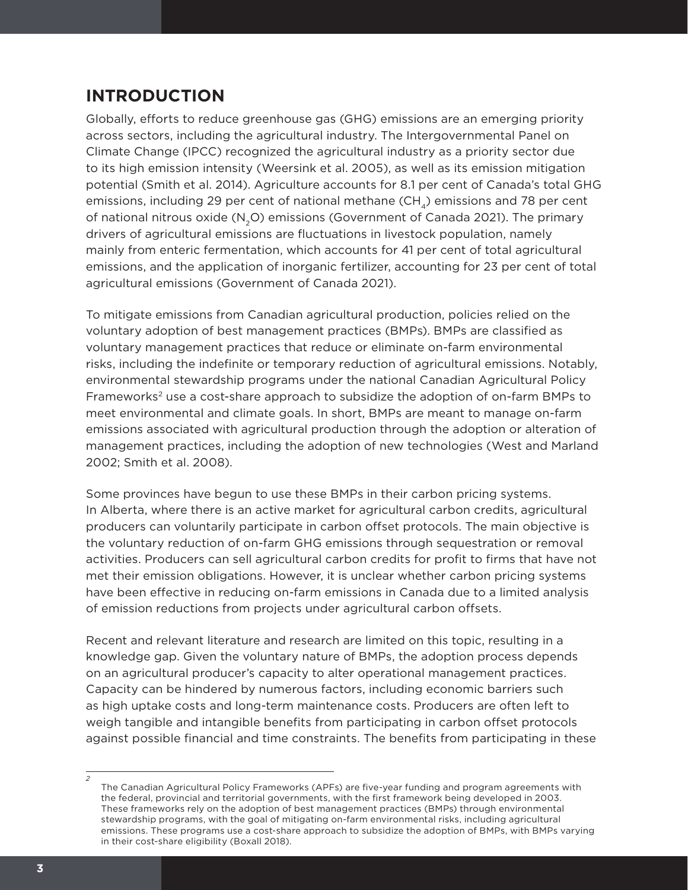## INTRODUCTION

Globally, efforts to reduce greenhouse gas (GHG) emissions are an emerging priority across sectors, including the agricultural industry. The Intergovernmental Panel on Climate Change (IPCC) recognized the agricultural industry as a priority sector due to its high emission intensity (Weersink et al. 2005), as well as its emission mitigation potential (Smith et al. 2014). Agriculture accounts for 8.1 per cent of Canada's total GHG emissions, including 29 per cent of national methane ($CH_4$) emissions and 78 per cent of national nitrous oxide ($N_2O$) emissions (Government of Canada 2021). The primary drivers of agricultural emissions are fluctuations in livestock population, namely mainly from enteric fermentation, which accounts for 41 per cent of total agricultural emissions, and the application of inorganic fertilizer, accounting for 23 per cent of total agricultural emissions (Government of Canada 2021).

To mitigate emissions from Canadian agricultural production, policies relied on the voluntary adoption of best management practices (BMPs). BMPs are classified as voluntary management practices that reduce or eliminate on-farm environmental risks, including the indefinite or temporary reduction of agricultural emissions. Notably, environmental stewardship programs under the national Canadian Agricultural Policy Frameworks[2] use a cost-share approach to subsidize the adoption of on-farm BMPs to meet environmental and climate goals. In short, BMPs are meant to manage on-farm emissions associated with agricultural production through the adoption or alteration of management practices, including the adoption of new technologies (West and Marland 2002; Smith et al. 2008).

Some provinces have begun to use these BMPs in their carbon pricing systems. In Alberta, where there is an active market for agricultural carbon credits, agricultural producers can voluntarily participate in carbon offset protocols. The main objective is the voluntary reduction of on-farm GHG emissions through sequestration or removal activities. Producers can sell agricultural carbon credits for profit to firms that have not met their emission obligations. However, it is unclear whether carbon pricing systems have been effective in reducing on-farm emissions in Canada due to a limited analysis of emission reductions from projects under agricultural carbon offsets.

Recent and relevant literature and research are limited on this topic, resulting in a knowledge gap. Given the voluntary nature of BMPs, the adoption process depends on an agricultural producer's capacity to alter operational management practices. Capacity can be hindered by numerous factors, including economic barriers such as high uptake costs and long-term maintenance costs. Producers are often left to weigh tangible and intangible benefits from participating in carbon offset protocols against possible financial and time constraints. The benefits from participating in these

[2] The Canadian Agricultural Policy Frameworks (APFs) are five-year funding and program agreements with the federal, provincial and territorial governments, with the first framework being developed in 2003. These frameworks rely on the adoption of best management practices (BMPs) through environmental stewardship programs, with the goal of mitigating on-farm environmental risks, including agricultural emissions. These programs use a cost-share approach to subsidize the adoption of BMPs, with BMPs varying in their cost-share eligibility (Boxall 2018).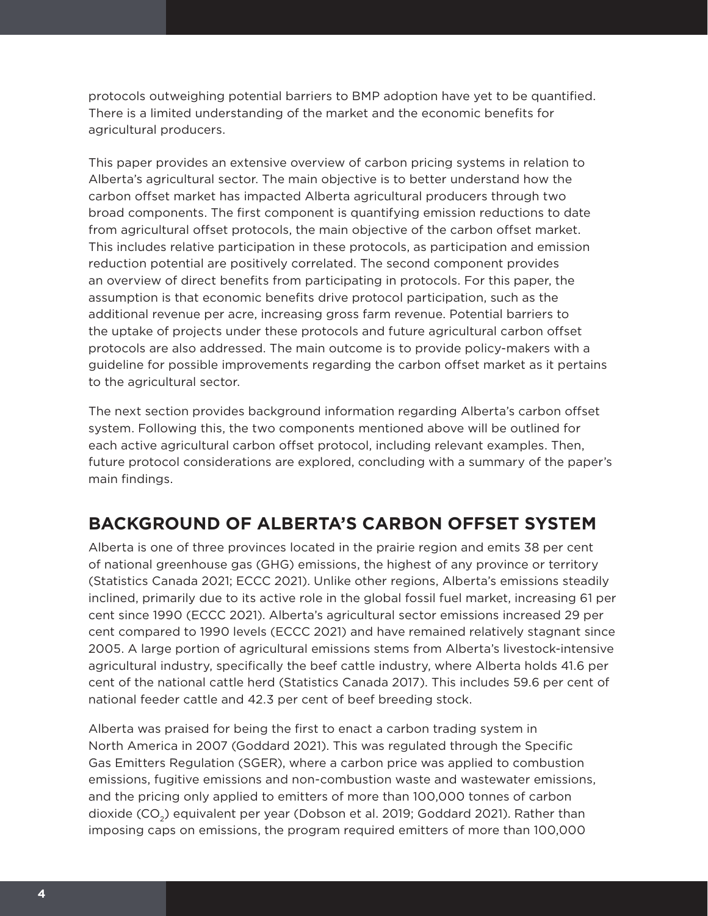protocols outweighing potential barriers to BMP adoption have yet to be quantified. There is a limited understanding of the market and the economic benefits for agricultural producers.

This paper provides an extensive overview of carbon pricing systems in relation to Alberta's agricultural sector. The main objective is to better understand how the carbon offset market has impacted Alberta agricultural producers through two broad components. The first component is quantifying emission reductions to date from agricultural offset protocols, the main objective of the carbon offset market. This includes relative participation in these protocols, as participation and emission reduction potential are positively correlated. The second component provides an overview of direct benefits from participating in protocols. For this paper, the assumption is that economic benefits drive protocol participation, such as the additional revenue per acre, increasing gross farm revenue. Potential barriers to the uptake of projects under these protocols and future agricultural carbon offset protocols are also addressed. The main outcome is to provide policy-makers with a guideline for possible improvements regarding the carbon offset market as it pertains to the agricultural sector.

The next section provides background information regarding Alberta's carbon offset system. Following this, the two components mentioned above will be outlined for each active agricultural carbon offset protocol, including relevant examples. Then, future protocol considerations are explored, concluding with a summary of the paper's main findings.

## BACKGROUND OF ALBERTA'S CARBON OFFSET SYSTEM

Alberta is one of three provinces located in the prairie region and emits 38 per cent of national greenhouse gas (GHG) emissions, the highest of any province or territory (Statistics Canada 2021; ECCC 2021). Unlike other regions, Alberta's emissions steadily inclined, primarily due to its active role in the global fossil fuel market, increasing 61 per cent since 1990 (ECCC 2021). Alberta's agricultural sector emissions increased 29 per cent compared to 1990 levels (ECCC 2021) and have remained relatively stagnant since 2005. A large portion of agricultural emissions stems from Alberta's livestock-intensive agricultural industry, specifically the beef cattle industry, where Alberta holds 41.6 per cent of the national cattle herd (Statistics Canada 2017). This includes 59.6 per cent of national feeder cattle and 42.3 per cent of beef breeding stock.

Alberta was praised for being the first to enact a carbon trading system in North America in 2007 (Goddard 2021). This was regulated through the Specific Gas Emitters Regulation (SGER), where a carbon price was applied to combustion emissions, fugitive emissions and non-combustion waste and wastewater emissions, and the pricing only applied to emitters of more than 100,000 tonnes of carbon dioxide ($CO_2$) equivalent per year (Dobson et al. 2019; Goddard 2021). Rather than imposing caps on emissions, the program required emitters of more than 100,000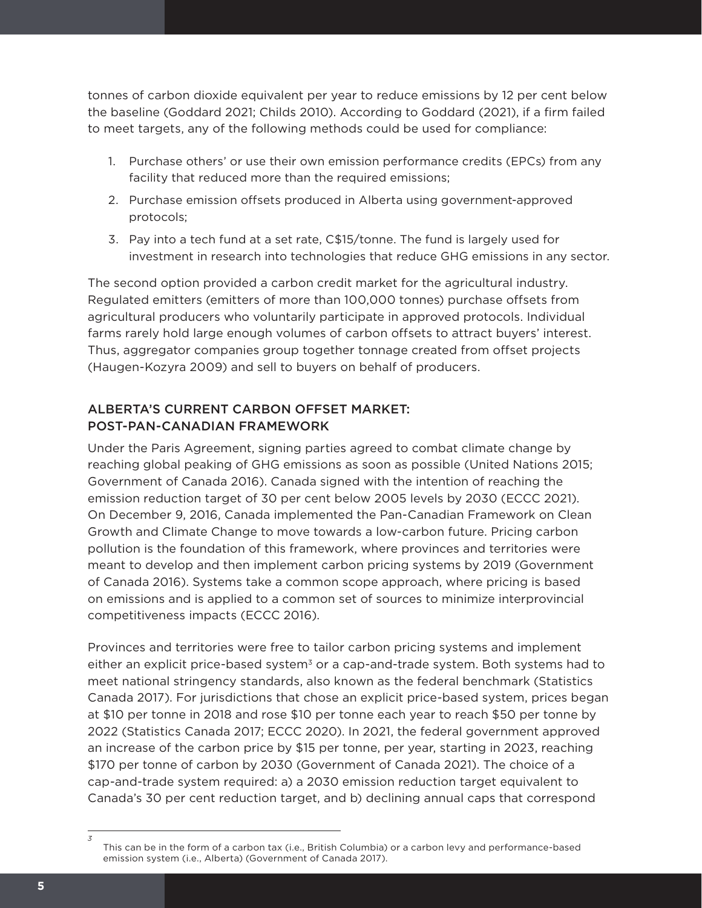tonnes of carbon dioxide equivalent per year to reduce emissions by 12 per cent below the baseline (Goddard 2021; Childs 2010). According to Goddard (2021), if a firm failed to meet targets, any of the following methods could be used for compliance:

1. Purchase others' or use their own emission performance credits (EPCs) from any facility that reduced more than the required emissions;
2. Purchase emission offsets produced in Alberta using government-approved protocols;
3. Pay into a tech fund at a set rate, C$15/tonne. The fund is largely used for investment in research into technologies that reduce GHG emissions in any sector.

The second option provided a carbon credit market for the agricultural industry. Regulated emitters (emitters of more than 100,000 tonnes) purchase offsets from agricultural producers who voluntarily participate in approved protocols. Individual farms rarely hold large enough volumes of carbon offsets to attract buyers' interest. Thus, aggregator companies group together tonnage created from offset projects (Haugen-Kozyra 2009) and sell to buyers on behalf of producers.

## ALBERTA'S CURRENT CARBON OFFSET MARKET: POST-PAN-CANADIAN FRAMEWORK

Under the Paris Agreement, signing parties agreed to combat climate change by reaching global peaking of GHG emissions as soon as possible (United Nations 2015; Government of Canada 2016). Canada signed with the intention of reaching the emission reduction target of 30 per cent below 2005 levels by 2030 (ECCC 2021). On December 9, 2016, Canada implemented the Pan-Canadian Framework on Clean Growth and Climate Change to move towards a low-carbon future. Pricing carbon pollution is the foundation of this framework, where provinces and territories were meant to develop and then implement carbon pricing systems by 2019 (Government of Canada 2016). Systems take a common scope approach, where pricing is based on emissions and is applied to a common set of sources to minimize interprovincial competitiveness impacts (ECCC 2016).

Provinces and territories were free to tailor carbon pricing systems and implement either an explicit price-based system[3] or a cap-and-trade system. Both systems had to meet national stringency standards, also known as the federal benchmark (Statistics Canada 2017). For jurisdictions that chose an explicit price-based system, prices began at $10 per tonne in 2018 and rose $10 per tonne each year to reach $50 per tonne by 2022 (Statistics Canada 2017; ECCC 2020). In 2021, the federal government approved an increase of the carbon price by $15 per tonne, per year, starting in 2023, reaching $170 per tonne of carbon by 2030 (Government of Canada 2021). The choice of a cap-and-trade system required: a) a 2030 emission reduction target equivalent to Canada's 30 per cent reduction target, and b) declining annual caps that correspond

[3] This can be in the form of a carbon tax (i.e., British Columbia) or a carbon levy and performance-based emission system (i.e., Alberta) (Government of Canada 2017).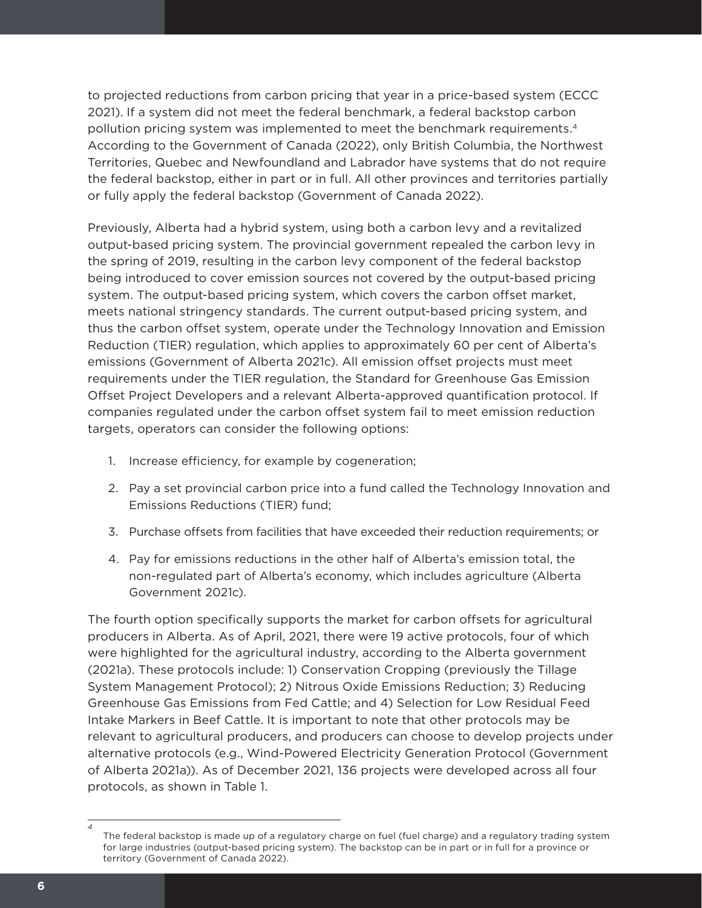to projected reductions from carbon pricing that year in a price-based system (ECCC 2021). If a system did not meet the federal benchmark, a federal backstop carbon pollution pricing system was implemented to meet the benchmark requirements.[4] According to the Government of Canada (2022), only British Columbia, the Northwest Territories, Quebec and Newfoundland and Labrador have systems that do not require the federal backstop, either in part or in full. All other provinces and territories partially or fully apply the federal backstop (Government of Canada 2022).

Previously, Alberta had a hybrid system, using both a carbon levy and a revitalized output-based pricing system. The provincial government repealed the carbon levy in the spring of 2019, resulting in the carbon levy component of the federal backstop being introduced to cover emission sources not covered by the output-based pricing system. The output-based pricing system, which covers the carbon offset market, meets national stringency standards. The current output-based pricing system, and thus the carbon offset system, operate under the Technology Innovation and Emission Reduction (TIER) regulation, which applies to approximately 60 per cent of Alberta's emissions (Government of Alberta 2021c). All emission offset projects must meet requirements under the TIER regulation, the Standard for Greenhouse Gas Emission Offset Project Developers and a relevant Alberta-approved quantification protocol. If companies regulated under the carbon offset system fail to meet emission reduction targets, operators can consider the following options:

1. Increase efficiency, for example by cogeneration;
2. Pay a set provincial carbon price into a fund called the Technology Innovation and Emissions Reductions (TIER) fund;
3. Purchase offsets from facilities that have exceeded their reduction requirements; or
4. Pay for emissions reductions in the other half of Alberta's emission total, the non-regulated part of Alberta's economy, which includes agriculture (Alberta Government 2021c).

The fourth option specifically supports the market for carbon offsets for agricultural producers in Alberta. As of April, 2021, there were 19 active protocols, four of which were highlighted for the agricultural industry, according to the Alberta government (2021a). These protocols include: 1) Conservation Cropping (previously the Tillage System Management Protocol); 2) Nitrous Oxide Emissions Reduction; 3) Reducing Greenhouse Gas Emissions from Fed Cattle; and 4) Selection for Low Residual Feed Intake Markers in Beef Cattle. It is important to note that other protocols may be relevant to agricultural producers, and producers can choose to develop projects under alternative protocols (e.g., Wind-Powered Electricity Generation Protocol (Government of Alberta 2021a)). As of December 2021, 136 projects were developed across all four protocols, as shown in Table 1.

---

[4] The federal backstop is made up of a regulatory charge on fuel (fuel charge) and a regulatory trading system for large industries (output-based pricing system). The backstop can be in part or in full for a province or territory (Government of Canada 2022).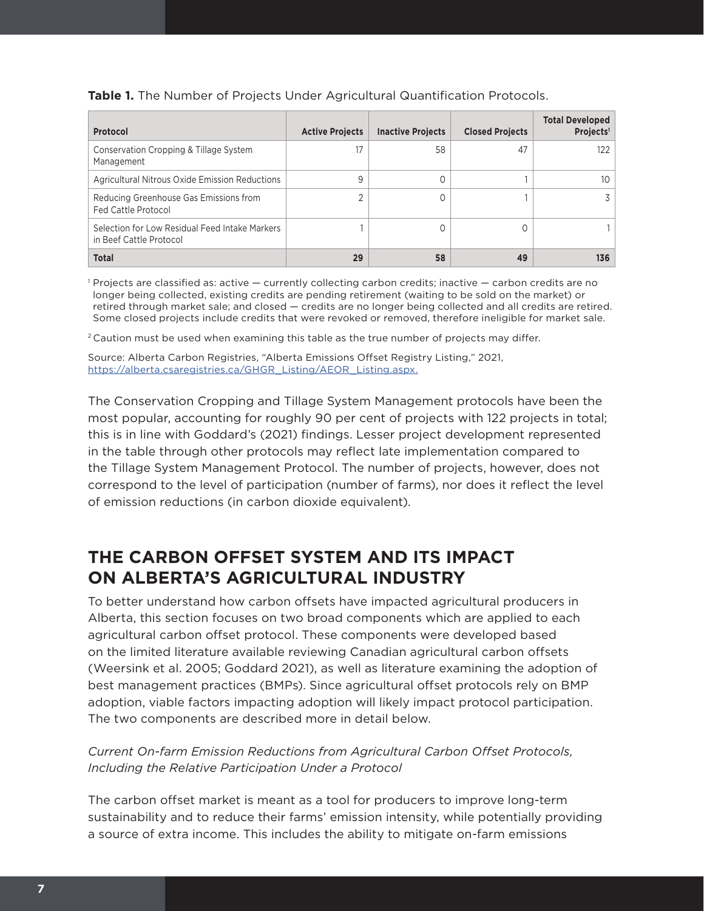**Table 1.** The Number of Projects Under Agricultural Quantification Protocols.

| Protocol | Active Projects | Inactive Projects | Closed Projects | Total Developed Projects[1] |
|---|---|---|---|---|
| Conservation Cropping & Tillage System Management | 17 | 58 | 47 | 122 |
| Agricultural Nitrous Oxide Emission Reductions | 9 | 0 | 1 | 10 |
| Reducing Greenhouse Gas Emissions from Fed Cattle Protocol | 2 | 0 | 1 | 3 |
| Selection for Low Residual Feed Intake Markers in Beef Cattle Protocol | 1 | 0 | 0 | 1 |
| **Total** | **29** | **58** | **49** | **136** |

[1] Projects are classified as: active — currently collecting carbon credits; inactive — carbon credits are no longer being collected, existing credits are pending retirement (waiting to be sold on the market) or retired through market sale; and closed — credits are no longer being collected and all credits are retired. Some closed projects include credits that were revoked or removed, therefore ineligible for market sale.

[2] Caution must be used when examining this table as the true number of projects may differ.

Source: Alberta Carbon Registries, "Alberta Emissions Offset Registry Listing," 2021, https://alberta.csaregistries.ca/GHGR_Listing/AEOR_Listing.aspx.

The Conservation Cropping and Tillage System Management protocols have been the most popular, accounting for roughly 90 per cent of projects with 122 projects in total; this is in line with Goddard's (2021) findings. Lesser project development represented in the table through other protocols may reflect late implementation compared to the Tillage System Management Protocol. The number of projects, however, does not correspond to the level of participation (number of farms), nor does it reflect the level of emission reductions (in carbon dioxide equivalent).

## THE CARBON OFFSET SYSTEM AND ITS IMPACT ON ALBERTA'S AGRICULTURAL INDUSTRY

To better understand how carbon offsets have impacted agricultural producers in Alberta, this section focuses on two broad components which are applied to each agricultural carbon offset protocol. These components were developed based on the limited literature available reviewing Canadian agricultural carbon offsets (Weersink et al. 2005; Goddard 2021), as well as literature examining the adoption of best management practices (BMPs). Since agricultural offset protocols rely on BMP adoption, viable factors impacting adoption will likely impact protocol participation. The two components are described more in detail below.

*Current On-farm Emission Reductions from Agricultural Carbon Offset Protocols, Including the Relative Participation Under a Protocol*

The carbon offset market is meant as a tool for producers to improve long-term sustainability and to reduce their farms' emission intensity, while potentially providing a source of extra income. This includes the ability to mitigate on-farm emissions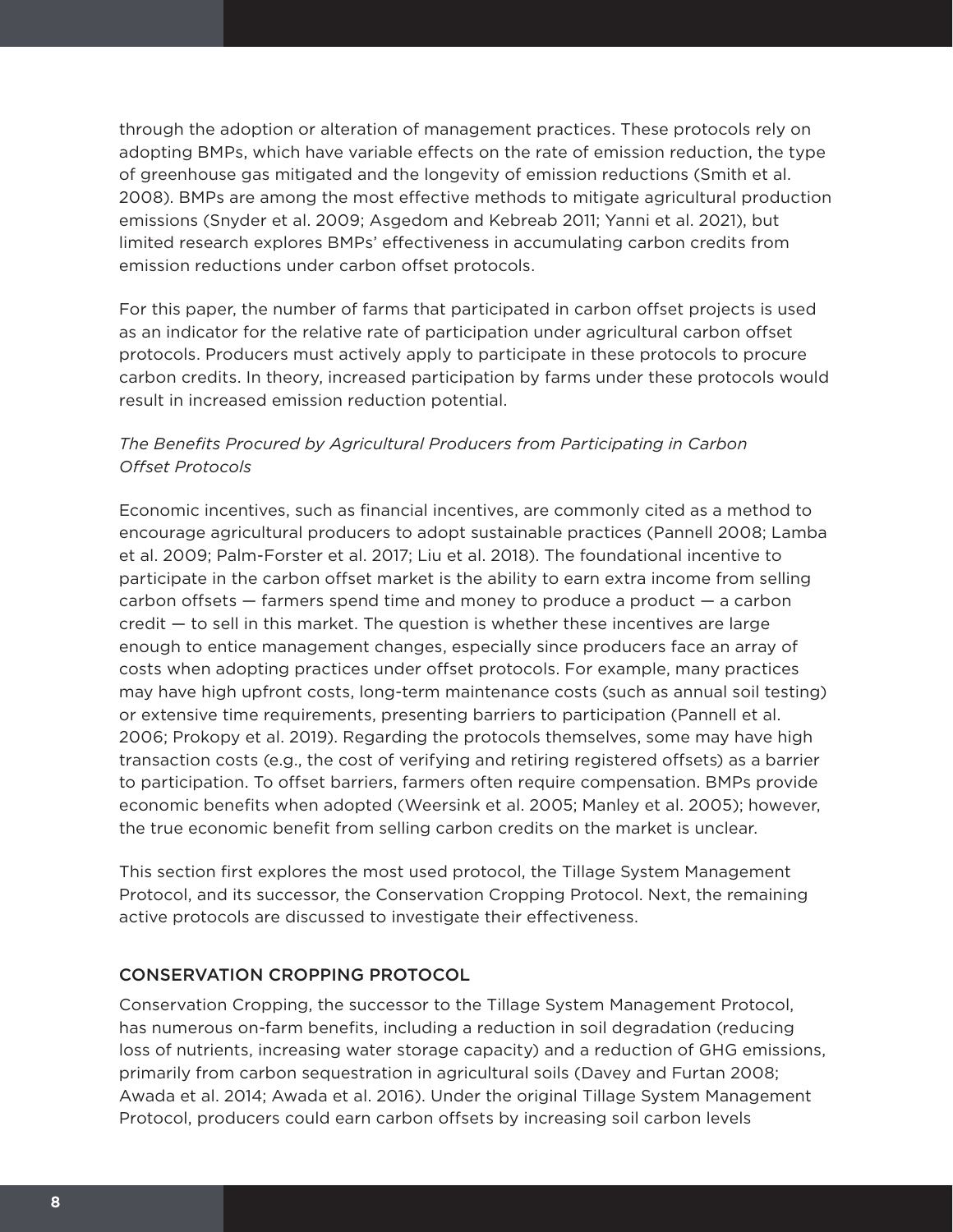through the adoption or alteration of management practices. These protocols rely on adopting BMPs, which have variable effects on the rate of emission reduction, the type of greenhouse gas mitigated and the longevity of emission reductions (Smith et al. 2008). BMPs are among the most effective methods to mitigate agricultural production emissions (Snyder et al. 2009; Asgedom and Kebreab 2011; Yanni et al. 2021), but limited research explores BMPs' effectiveness in accumulating carbon credits from emission reductions under carbon offset protocols.

For this paper, the number of farms that participated in carbon offset projects is used as an indicator for the relative rate of participation under agricultural carbon offset protocols. Producers must actively apply to participate in these protocols to procure carbon credits. In theory, increased participation by farms under these protocols would result in increased emission reduction potential.

*The Benefits Procured by Agricultural Producers from Participating in Carbon Offset Protocols*

Economic incentives, such as financial incentives, are commonly cited as a method to encourage agricultural producers to adopt sustainable practices (Pannell 2008; Lamba et al. 2009; Palm-Forster et al. 2017; Liu et al. 2018). The foundational incentive to participate in the carbon offset market is the ability to earn extra income from selling carbon offsets — farmers spend time and money to produce a product — a carbon credit — to sell in this market. The question is whether these incentives are large enough to entice management changes, especially since producers face an array of costs when adopting practices under offset protocols. For example, many practices may have high upfront costs, long-term maintenance costs (such as annual soil testing) or extensive time requirements, presenting barriers to participation (Pannell et al. 2006; Prokopy et al. 2019). Regarding the protocols themselves, some may have high transaction costs (e.g., the cost of verifying and retiring registered offsets) as a barrier to participation. To offset barriers, farmers often require compensation. BMPs provide economic benefits when adopted (Weersink et al. 2005; Manley et al. 2005); however, the true economic benefit from selling carbon credits on the market is unclear.

This section first explores the most used protocol, the Tillage System Management Protocol, and its successor, the Conservation Cropping Protocol. Next, the remaining active protocols are discussed to investigate their effectiveness.

## CONSERVATION CROPPING PROTOCOL

Conservation Cropping, the successor to the Tillage System Management Protocol, has numerous on-farm benefits, including a reduction in soil degradation (reducing loss of nutrients, increasing water storage capacity) and a reduction of GHG emissions, primarily from carbon sequestration in agricultural soils (Davey and Furtan 2008; Awada et al. 2014; Awada et al. 2016). Under the original Tillage System Management Protocol, producers could earn carbon offsets by increasing soil carbon levels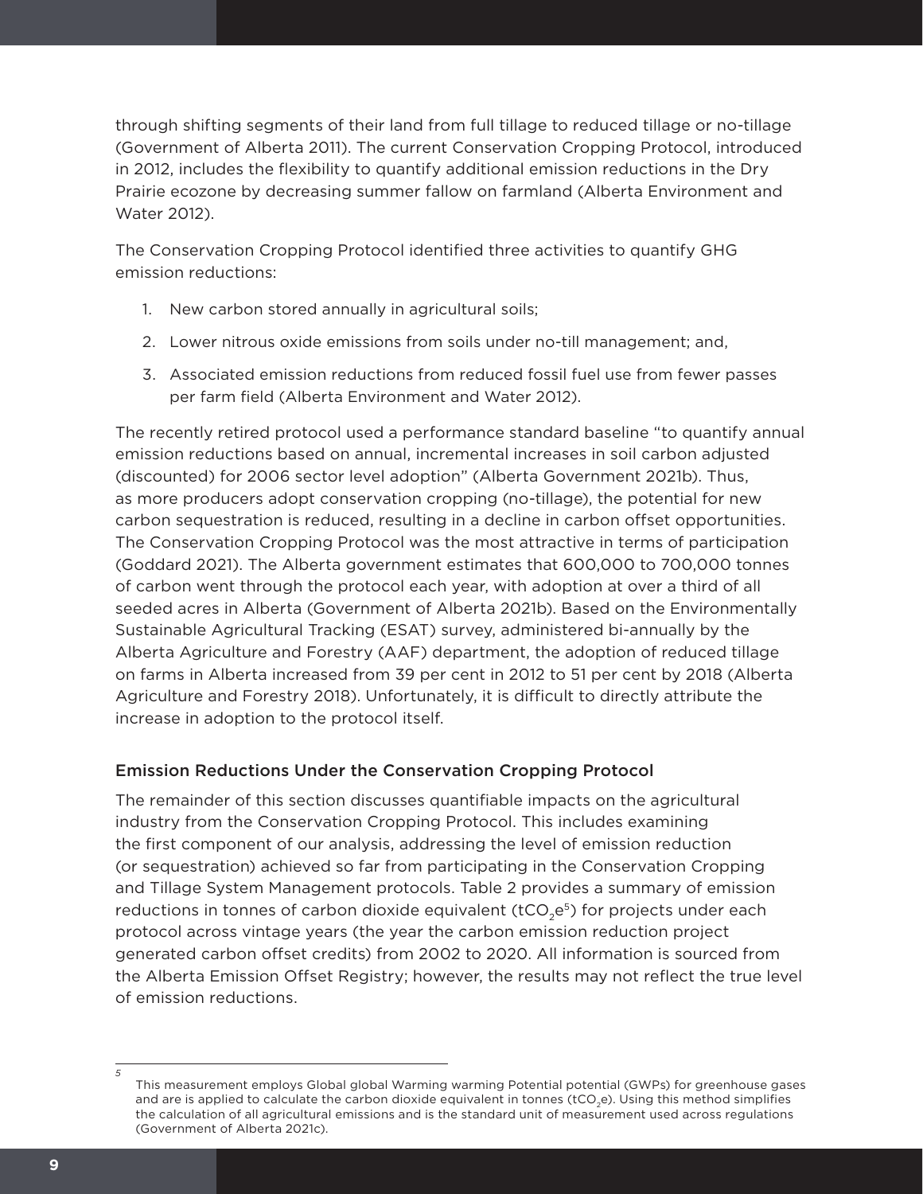through shifting segments of their land from full tillage to reduced tillage or no-tillage (Government of Alberta 2011). The current Conservation Cropping Protocol, introduced in 2012, includes the flexibility to quantify additional emission reductions in the Dry Prairie ecozone by decreasing summer fallow on farmland (Alberta Environment and Water 2012).

The Conservation Cropping Protocol identified three activities to quantify GHG emission reductions:

1. New carbon stored annually in agricultural soils;
2. Lower nitrous oxide emissions from soils under no-till management; and,
3. Associated emission reductions from reduced fossil fuel use from fewer passes per farm field (Alberta Environment and Water 2012).

The recently retired protocol used a performance standard baseline "to quantify annual emission reductions based on annual, incremental increases in soil carbon adjusted (discounted) for 2006 sector level adoption" (Alberta Government 2021b). Thus, as more producers adopt conservation cropping (no-tillage), the potential for new carbon sequestration is reduced, resulting in a decline in carbon offset opportunities. The Conservation Cropping Protocol was the most attractive in terms of participation (Goddard 2021). The Alberta government estimates that 600,000 to 700,000 tonnes of carbon went through the protocol each year, with adoption at over a third of all seeded acres in Alberta (Government of Alberta 2021b). Based on the Environmentally Sustainable Agricultural Tracking (ESAT) survey, administered bi-annually by the Alberta Agriculture and Forestry (AAF) department, the adoption of reduced tillage on farms in Alberta increased from 39 per cent in 2012 to 51 per cent by 2018 (Alberta Agriculture and Forestry 2018). Unfortunately, it is difficult to directly attribute the increase in adoption to the protocol itself.

### Emission Reductions Under the Conservation Cropping Protocol

The remainder of this section discusses quantifiable impacts on the agricultural industry from the Conservation Cropping Protocol. This includes examining the first component of our analysis, addressing the level of emission reduction (or sequestration) achieved so far from participating in the Conservation Cropping and Tillage System Management protocols. Table 2 provides a summary of emission reductions in tonnes of carbon dioxide equivalent ($tCO_2e$[5]) for projects under each protocol across vintage years (the year the carbon emission reduction project generated carbon offset credits) from 2002 to 2020. All information is sourced from the Alberta Emission Offset Registry; however, the results may not reflect the true level of emission reductions.

---

[5] This measurement employs Global global Warming warming Potential potential (GWPs) for greenhouse gases and are is applied to calculate the carbon dioxide equivalent in tonnes ($tCO_2e$). Using this method simplifies the calculation of all agricultural emissions and is the standard unit of measurement used across regulations (Government of Alberta 2021c).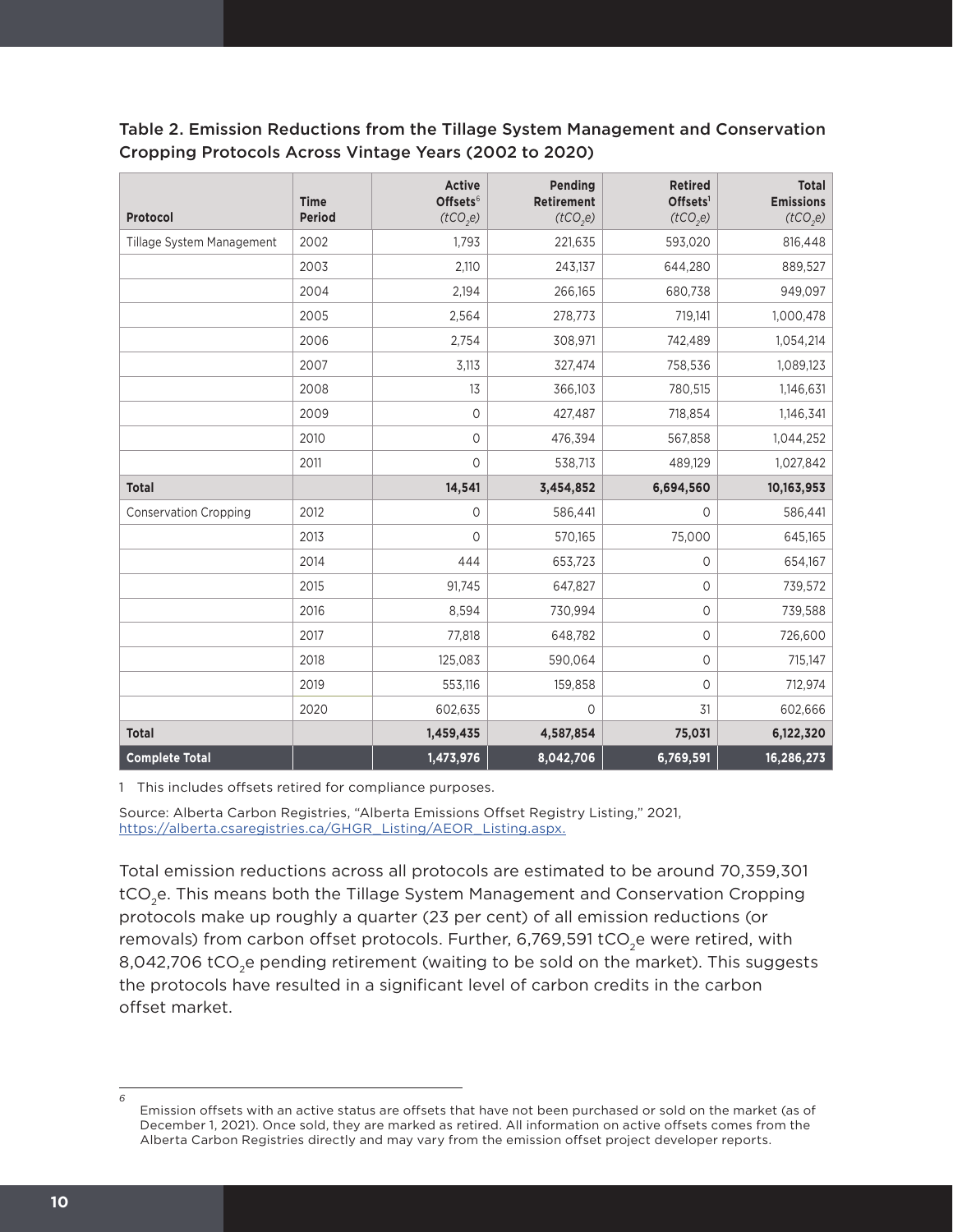## Table 2. Emission Reductions from the Tillage System Management and Conservation Cropping Protocols Across Vintage Years (2002 to 2020)

| Protocol | Time Period | Active Offsets[6] ($tCO_2e$) | Pending Retirement ($tCO_2e$) | Retired Offsets[1] ($tCO_2e$) | Total Emissions ($tCO_2e$) |
|---|---|---|---|---|---|
| Tillage System Management | 2002 | 1,793 | 221,635 | 593,020 | 816,448 |
| | 2003 | 2,110 | 243,137 | 644,280 | 889,527 |
| | 2004 | 2,194 | 266,165 | 680,738 | 949,097 |
| | 2005 | 2,564 | 278,773 | 719,141 | 1,000,478 |
| | 2006 | 2,754 | 308,971 | 742,489 | 1,054,214 |
| | 2007 | 3,113 | 327,474 | 758,536 | 1,089,123 |
| | 2008 | 13 | 366,103 | 780,515 | 1,146,631 |
| | 2009 | 0 | 427,487 | 718,854 | 1,146,341 |
| | 2010 | 0 | 476,394 | 567,858 | 1,044,252 |
| | 2011 | 0 | 538,713 | 489,129 | 1,027,842 |
| **Total** | | **14,541** | **3,454,852** | **6,694,560** | **10,163,953** |
| Conservation Cropping | 2012 | 0 | 586,441 | 0 | 586,441 |
| | 2013 | 0 | 570,165 | 75,000 | 645,165 |
| | 2014 | 444 | 653,723 | 0 | 654,167 |
| | 2015 | 91,745 | 647,827 | 0 | 739,572 |
| | 2016 | 8,594 | 730,994 | 0 | 739,588 |
| | 2017 | 77,818 | 648,782 | 0 | 726,600 |
| | 2018 | 125,083 | 590,064 | 0 | 715,147 |
| | 2019 | 553,116 | 159,858 | 0 | 712,974 |
| | 2020 | 602,635 | 0 | 31 | 602,666 |
| **Total** | | **1,459,435** | **4,587,854** | **75,031** | **6,122,320** |
| **Complete Total** | | **1,473,976** | **8,042,706** | **6,769,591** | **16,286,273** |

1 This includes offsets retired for compliance purposes.

Source: Alberta Carbon Registries, "Alberta Emissions Offset Registry Listing," 2021, https://alberta.csaregistries.ca/GHGR_Listing/AEOR_Listing.aspx.

Total emission reductions across all protocols are estimated to be around 70,359,301 $tCO_2e$. This means both the Tillage System Management and Conservation Cropping protocols make up roughly a quarter (23 per cent) of all emission reductions (or removals) from carbon offset protocols. Further, 6,769,591 $tCO_2e$ were retired, with 8,042,706 $tCO_2e$ pending retirement (waiting to be sold on the market). This suggests the protocols have resulted in a significant level of carbon credits in the carbon offset market.

6 Emission offsets with an active status are offsets that have not been purchased or sold on the market (as of December 1, 2021). Once sold, they are marked as retired. All information on active offsets comes from the Alberta Carbon Registries directly and may vary from the emission offset project developer reports.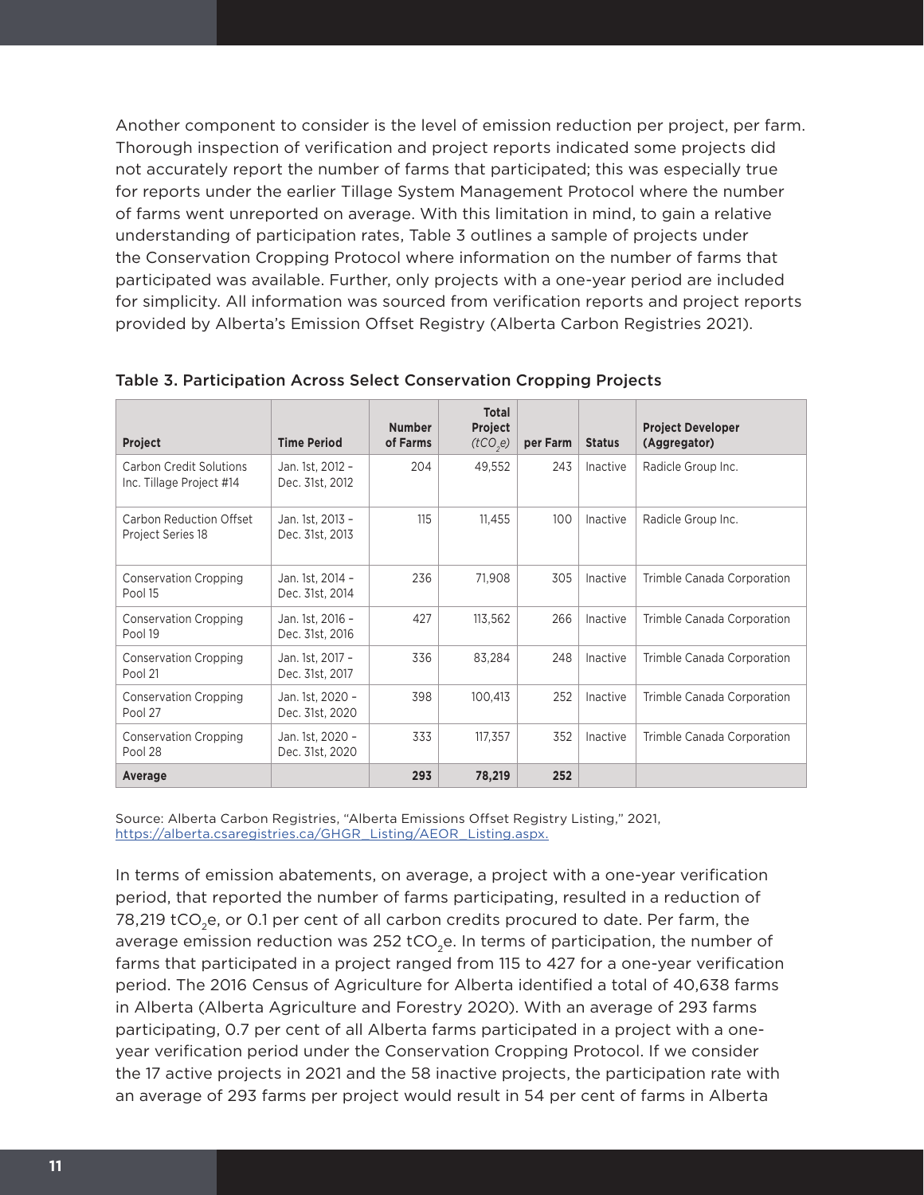Another component to consider is the level of emission reduction per project, per farm. Thorough inspection of verification and project reports indicated some projects did not accurately report the number of farms that participated; this was especially true for reports under the earlier Tillage System Management Protocol where the number of farms went unreported on average. With this limitation in mind, to gain a relative understanding of participation rates, Table 3 outlines a sample of projects under the Conservation Cropping Protocol where information on the number of farms that participated was available. Further, only projects with a one-year period are included for simplicity. All information was sourced from verification reports and project reports provided by Alberta's Emission Offset Registry (Alberta Carbon Registries 2021).

Table 3. Participation Across Select Conservation Cropping Projects

| Project | Time Period | Number of Farms | Total Project *($tCO_2e$)* | per Farm | Status | Project Developer (Aggregator) |
|---|---|---|---|---|---|---|
| Carbon Credit Solutions Inc. Tillage Project #14 | Jan. 1st, 2012 – Dec. 31st, 2012 | 204 | 49,552 | 243 | Inactive | Radicle Group Inc. |
| Carbon Reduction Offset Project Series 18 | Jan. 1st, 2013 – Dec. 31st, 2013 | 115 | 11,455 | 100 | Inactive | Radicle Group Inc. |
| Conservation Cropping Pool 15 | Jan. 1st, 2014 – Dec. 31st, 2014 | 236 | 71,908 | 305 | Inactive | Trimble Canada Corporation |
| Conservation Cropping Pool 19 | Jan. 1st, 2016 – Dec. 31st, 2016 | 427 | 113,562 | 266 | Inactive | Trimble Canada Corporation |
| Conservation Cropping Pool 21 | Jan. 1st, 2017 – Dec. 31st, 2017 | 336 | 83,284 | 248 | Inactive | Trimble Canada Corporation |
| Conservation Cropping Pool 27 | Jan. 1st, 2020 – Dec. 31st, 2020 | 398 | 100,413 | 252 | Inactive | Trimble Canada Corporation |
| Conservation Cropping Pool 28 | Jan. 1st, 2020 – Dec. 31st, 2020 | 333 | 117,357 | 352 | Inactive | Trimble Canada Corporation |
| **Average** | | **293** | **78,219** | **252** | | |

Source: Alberta Carbon Registries, "Alberta Emissions Offset Registry Listing," 2021, https://alberta.csaregistries.ca/GHGR_Listing/AEOR_Listing.aspx.

In terms of emission abatements, on average, a project with a one-year verification period, that reported the number of farms participating, resulted in a reduction of 78,219 $tCO_2e$, or 0.1 per cent of all carbon credits procured to date. Per farm, the average emission reduction was 252 $tCO_2e$. In terms of participation, the number of farms that participated in a project ranged from 115 to 427 for a one-year verification period. The 2016 Census of Agriculture for Alberta identified a total of 40,638 farms in Alberta (Alberta Agriculture and Forestry 2020). With an average of 293 farms participating, 0.7 per cent of all Alberta farms participated in a project with a one-year verification period under the Conservation Cropping Protocol. If we consider the 17 active projects in 2021 and the 58 inactive projects, the participation rate with an average of 293 farms per project would result in 54 per cent of farms in Alberta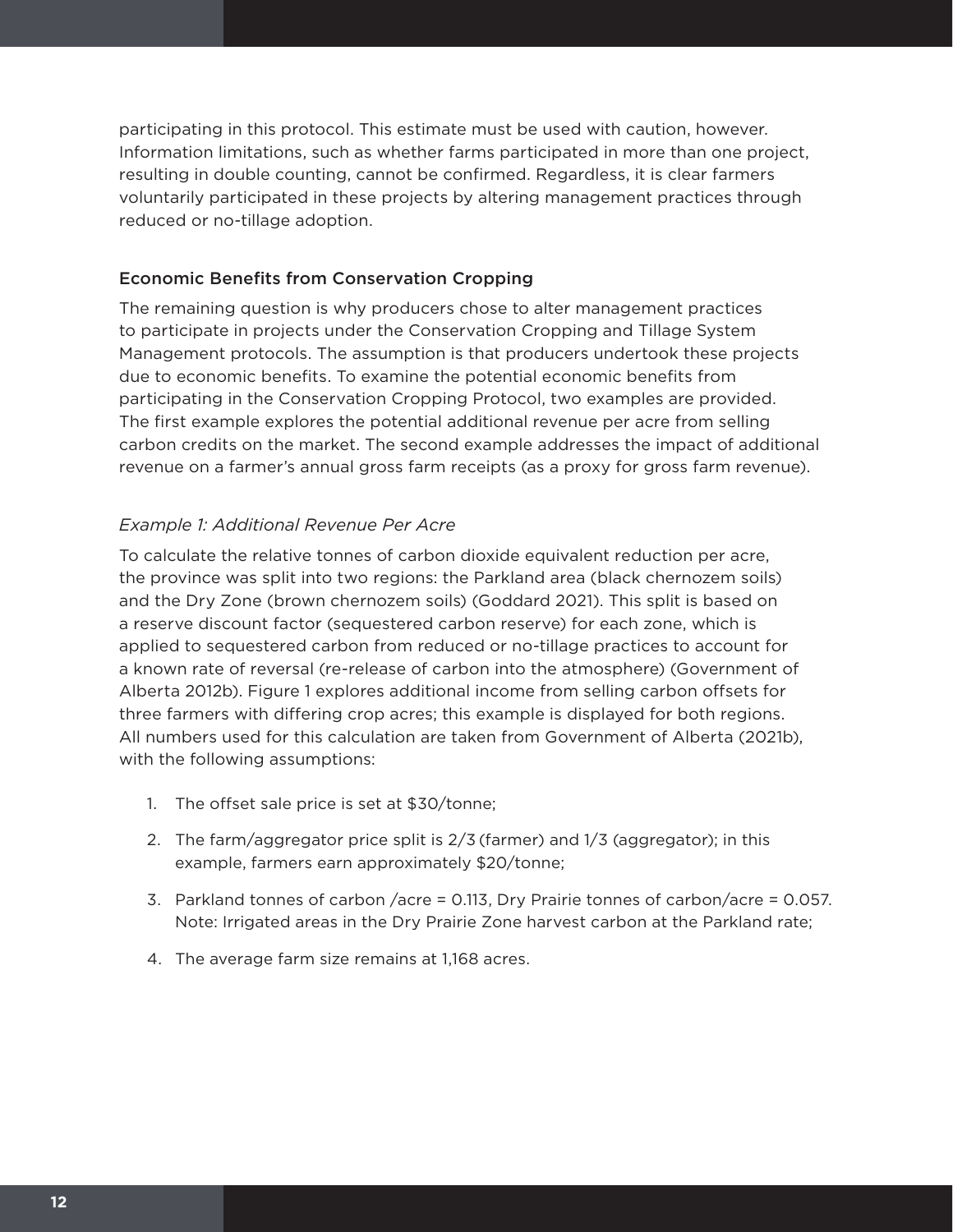participating in this protocol. This estimate must be used with caution, however. Information limitations, such as whether farms participated in more than one project, resulting in double counting, cannot be confirmed. Regardless, it is clear farmers voluntarily participated in these projects by altering management practices through reduced or no-tillage adoption.

### Economic Benefits from Conservation Cropping

The remaining question is why producers chose to alter management practices to participate in projects under the Conservation Cropping and Tillage System Management protocols. The assumption is that producers undertook these projects due to economic benefits. To examine the potential economic benefits from participating in the Conservation Cropping Protocol, two examples are provided. The first example explores the potential additional revenue per acre from selling carbon credits on the market. The second example addresses the impact of additional revenue on a farmer's annual gross farm receipts (as a proxy for gross farm revenue).

#### *Example 1: Additional Revenue Per Acre*

To calculate the relative tonnes of carbon dioxide equivalent reduction per acre, the province was split into two regions: the Parkland area (black chernozem soils) and the Dry Zone (brown chernozem soils) (Goddard 2021). This split is based on a reserve discount factor (sequestered carbon reserve) for each zone, which is applied to sequestered carbon from reduced or no-tillage practices to account for a known rate of reversal (re-release of carbon into the atmosphere) (Government of Alberta 2012b). Figure 1 explores additional income from selling carbon offsets for three farmers with differing crop acres; this example is displayed for both regions. All numbers used for this calculation are taken from Government of Alberta (2021b), with the following assumptions:

1. The offset sale price is set at $30/tonne;
2. The farm/aggregator price split is 2/3 (farmer) and 1/3 (aggregator); in this example, farmers earn approximately $20/tonne;
3. Parkland tonnes of carbon /acre = 0.113, Dry Prairie tonnes of carbon/acre = 0.057. Note: Irrigated areas in the Dry Prairie Zone harvest carbon at the Parkland rate;
4. The average farm size remains at 1,168 acres.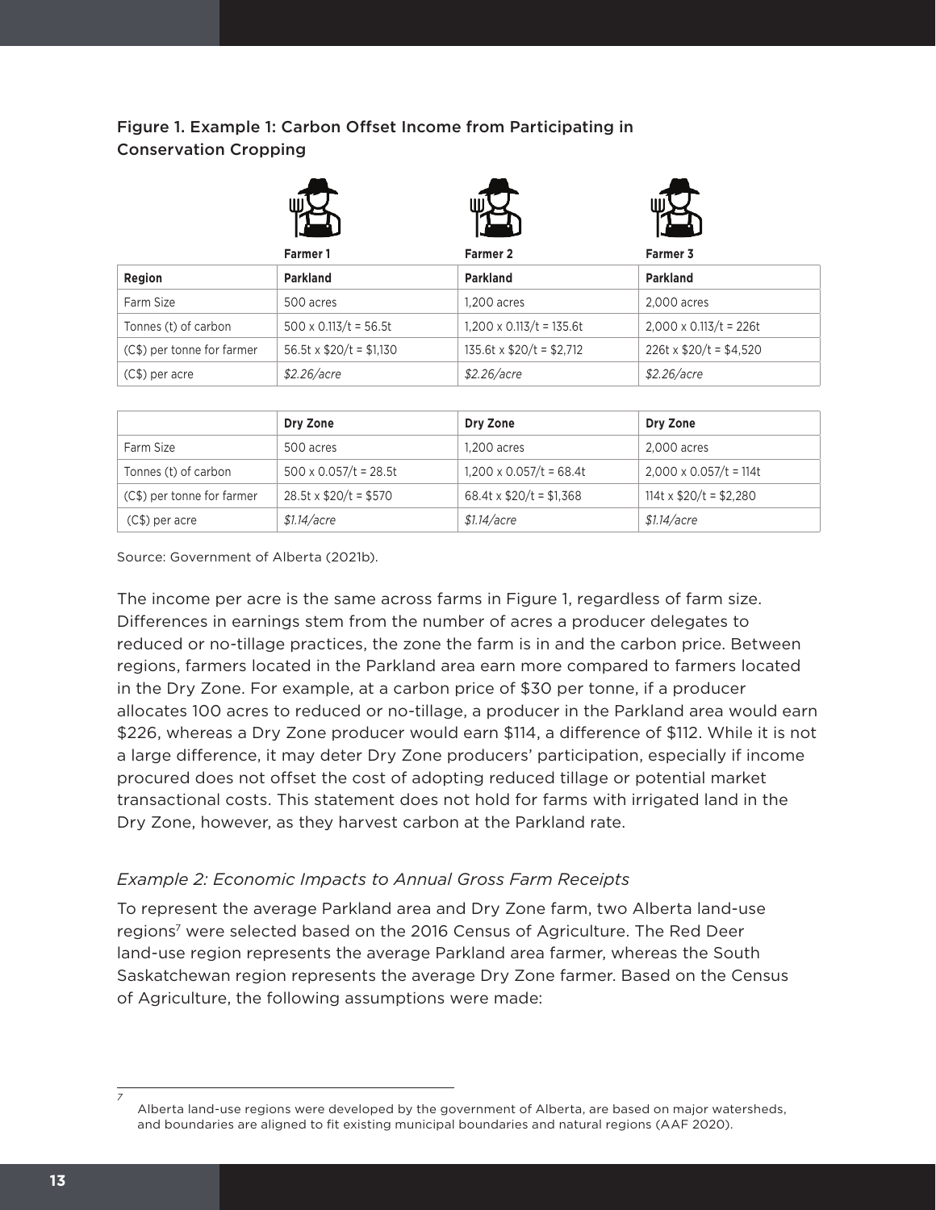Figure 1. Example 1: Carbon Offset Income from Participating in Conservation Cropping

| | Farmer 1 | Farmer 2 | Farmer 3 |
|---|---|---|---|
| **Region** | **Parkland** | **Parkland** | **Parkland** |
| Farm Size | 500 acres | 1,200 acres | 2,000 acres |
| Tonnes (t) of carbon | 500 x 0.113/t = 56.5t | 1,200 x 0.113/t = 135.6t | 2,000 x 0.113/t = 226t |
| (C$) per tonne for farmer | 56.5t x $20/t = $1,130 | 135.6t x $20/t = $2,712 | 226t x $20/t = $4,520 |
| (C$) per acre | *$2.26/acre* | *$2.26/acre* | *$2.26/acre* |

| | Dry Zone | Dry Zone | Dry Zone |
|---|---|---|---|
| Farm Size | 500 acres | 1,200 acres | 2,000 acres |
| Tonnes (t) of carbon | 500 x 0.057/t = 28.5t | 1,200 x 0.057/t = 68.4t | 2,000 x 0.057/t = 114t |
| (C$) per tonne for farmer | 28.5t x $20/t = $570 | 68.4t x $20/t = $1,368 | 114t x $20/t = $2,280 |
| (C$) per acre | *$1.14/acre* | *$1.14/acre* | *$1.14/acre* |

Source: Government of Alberta (2021b).

The income per acre is the same across farms in Figure 1, regardless of farm size. Differences in earnings stem from the number of acres a producer delegates to reduced or no-tillage practices, the zone the farm is in and the carbon price. Between regions, farmers located in the Parkland area earn more compared to farmers located in the Dry Zone. For example, at a carbon price of $30 per tonne, if a producer allocates 100 acres to reduced or no-tillage, a producer in the Parkland area would earn $226, whereas a Dry Zone producer would earn $114, a difference of $112. While it is not a large difference, it may deter Dry Zone producers' participation, especially if income procured does not offset the cost of adopting reduced tillage or potential market transactional costs. This statement does not hold for farms with irrigated land in the Dry Zone, however, as they harvest carbon at the Parkland rate.

### *Example 2: Economic Impacts to Annual Gross Farm Receipts*

To represent the average Parkland area and Dry Zone farm, two Alberta land-use regions[7] were selected based on the 2016 Census of Agriculture. The Red Deer land-use region represents the average Parkland area farmer, whereas the South Saskatchewan region represents the average Dry Zone farmer. Based on the Census of Agriculture, the following assumptions were made:

[7] Alberta land-use regions were developed by the government of Alberta, are based on major watersheds, and boundaries are aligned to fit existing municipal boundaries and natural regions (AAF 2020).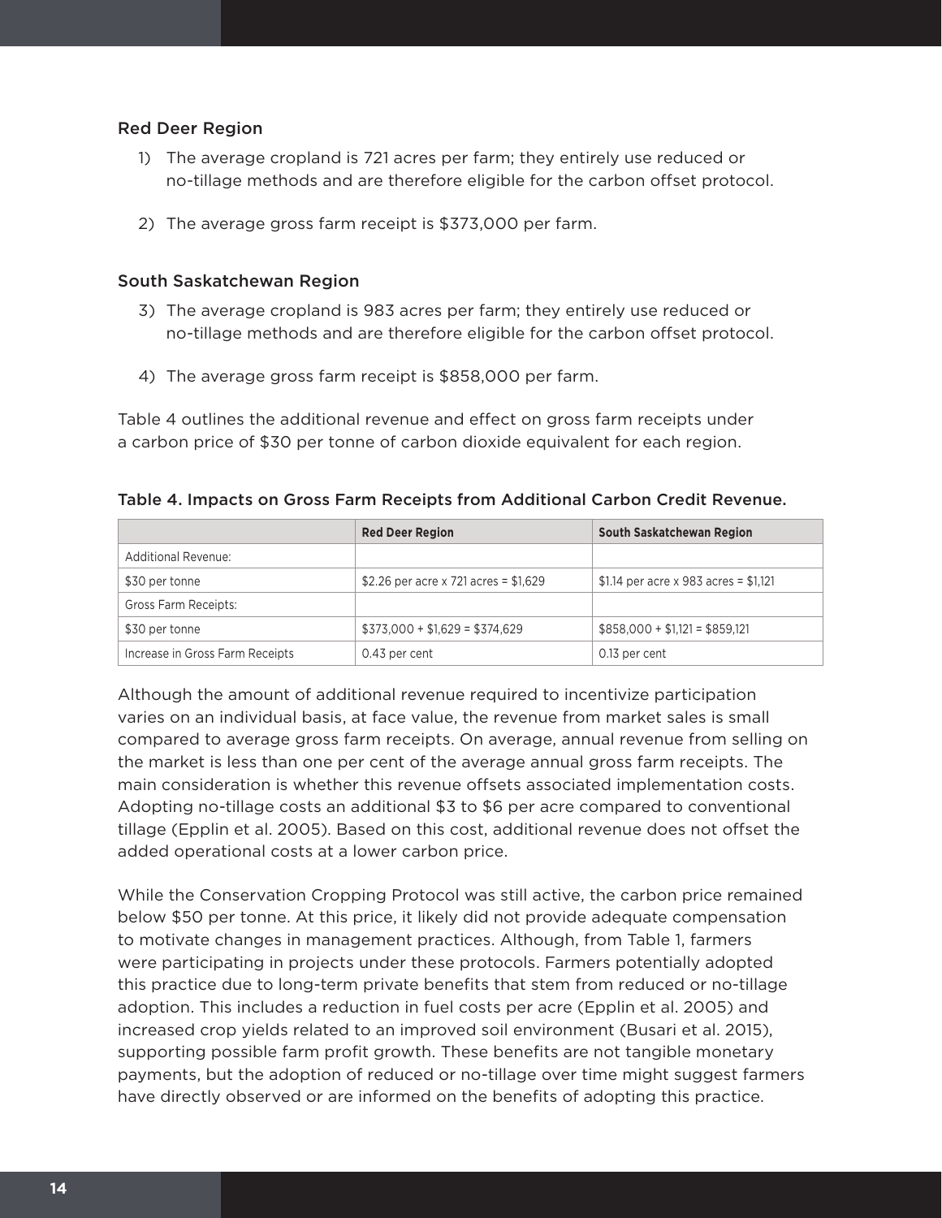### Red Deer Region

1) The average cropland is 721 acres per farm; they entirely use reduced or no-tillage methods and are therefore eligible for the carbon offset protocol.

2) The average gross farm receipt is $373,000 per farm.

### South Saskatchewan Region

3) The average cropland is 983 acres per farm; they entirely use reduced or no-tillage methods and are therefore eligible for the carbon offset protocol.

4) The average gross farm receipt is $858,000 per farm.

Table 4 outlines the additional revenue and effect on gross farm receipts under a carbon price of $30 per tonne of carbon dioxide equivalent for each region.

Table 4. Impacts on Gross Farm Receipts from Additional Carbon Credit Revenue.

| | **Red Deer Region** | **South Saskatchewan Region** |
|---|---|---|
| Additional Revenue: | | |
| $30 per tonne | $2.26 per acre x 721 acres = $1,629 | $1.14 per acre x 983 acres = $1,121 |
| Gross Farm Receipts: | | |
| $30 per tonne | $373,000 + $1,629 = $374,629 | $858,000 + $1,121 = $859,121 |
| Increase in Gross Farm Receipts | 0.43 per cent | 0.13 per cent |

Although the amount of additional revenue required to incentivize participation varies on an individual basis, at face value, the revenue from market sales is small compared to average gross farm receipts. On average, annual revenue from selling on the market is less than one per cent of the average annual gross farm receipts. The main consideration is whether this revenue offsets associated implementation costs. Adopting no-tillage costs an additional $3 to $6 per acre compared to conventional tillage (Epplin et al. 2005). Based on this cost, additional revenue does not offset the added operational costs at a lower carbon price.

While the Conservation Cropping Protocol was still active, the carbon price remained below $50 per tonne. At this price, it likely did not provide adequate compensation to motivate changes in management practices. Although, from Table 1, farmers were participating in projects under these protocols. Farmers potentially adopted this practice due to long-term private benefits that stem from reduced or no-tillage adoption. This includes a reduction in fuel costs per acre (Epplin et al. 2005) and increased crop yields related to an improved soil environment (Busari et al. 2015), supporting possible farm profit growth. These benefits are not tangible monetary payments, but the adoption of reduced or no-tillage over time might suggest farmers have directly observed or are informed on the benefits of adopting this practice.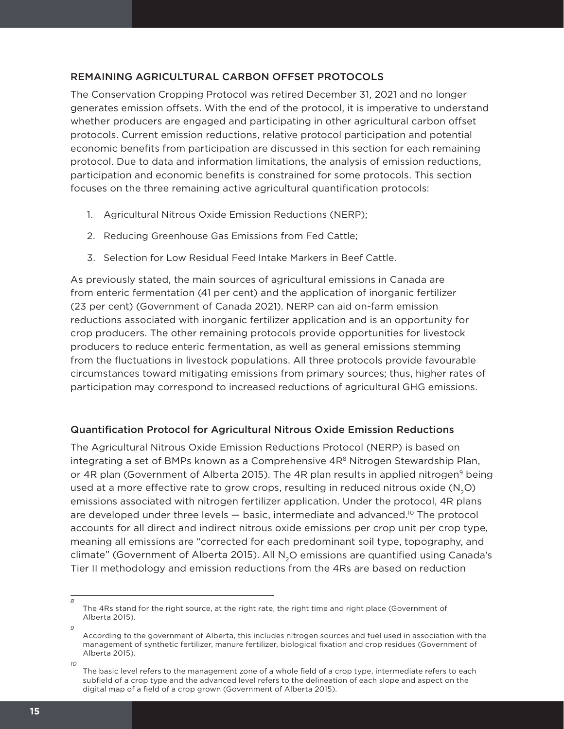## REMAINING AGRICULTURAL CARBON OFFSET PROTOCOLS

The Conservation Cropping Protocol was retired December 31, 2021 and no longer generates emission offsets. With the end of the protocol, it is imperative to understand whether producers are engaged and participating in other agricultural carbon offset protocols. Current emission reductions, relative protocol participation and potential economic benefits from participation are discussed in this section for each remaining protocol. Due to data and information limitations, the analysis of emission reductions, participation and economic benefits is constrained for some protocols. This section focuses on the three remaining active agricultural quantification protocols:

1. Agricultural Nitrous Oxide Emission Reductions (NERP);
2. Reducing Greenhouse Gas Emissions from Fed Cattle;
3. Selection for Low Residual Feed Intake Markers in Beef Cattle.

As previously stated, the main sources of agricultural emissions in Canada are from enteric fermentation (41 per cent) and the application of inorganic fertilizer (23 per cent) (Government of Canada 2021). NERP can aid on-farm emission reductions associated with inorganic fertilizer application and is an opportunity for crop producers. The other remaining protocols provide opportunities for livestock producers to reduce enteric fermentation, as well as general emissions stemming from the fluctuations in livestock populations. All three protocols provide favourable circumstances toward mitigating emissions from primary sources; thus, higher rates of participation may correspond to increased reductions of agricultural GHG emissions.

### Quantification Protocol for Agricultural Nitrous Oxide Emission Reductions

The Agricultural Nitrous Oxide Emission Reductions Protocol (NERP) is based on integrating a set of BMPs known as a Comprehensive 4R[8] Nitrogen Stewardship Plan, or 4R plan (Government of Alberta 2015). The 4R plan results in applied nitrogen[9] being used at a more effective rate to grow crops, resulting in reduced nitrous oxide ($N_2O$) emissions associated with nitrogen fertilizer application. Under the protocol, 4R plans are developed under three levels — basic, intermediate and advanced.[10] The protocol accounts for all direct and indirect nitrous oxide emissions per crop unit per crop type, meaning all emissions are "corrected for each predominant soil type, topography, and climate" (Government of Alberta 2015). All $N_2O$ emissions are quantified using Canada's Tier II methodology and emission reductions from the 4Rs are based on reduction

---

[8] The 4Rs stand for the right source, at the right rate, the right time and right place (Government of Alberta 2015).

[9] According to the government of Alberta, this includes nitrogen sources and fuel used in association with the management of synthetic fertilizer, manure fertilizer, biological fixation and crop residues (Government of Alberta 2015).

[10] The basic level refers to the management zone of a whole field of a crop type, intermediate refers to each subfield of a crop type and the advanced level refers to the delineation of each slope and aspect on the digital map of a field of a crop grown (Government of Alberta 2015).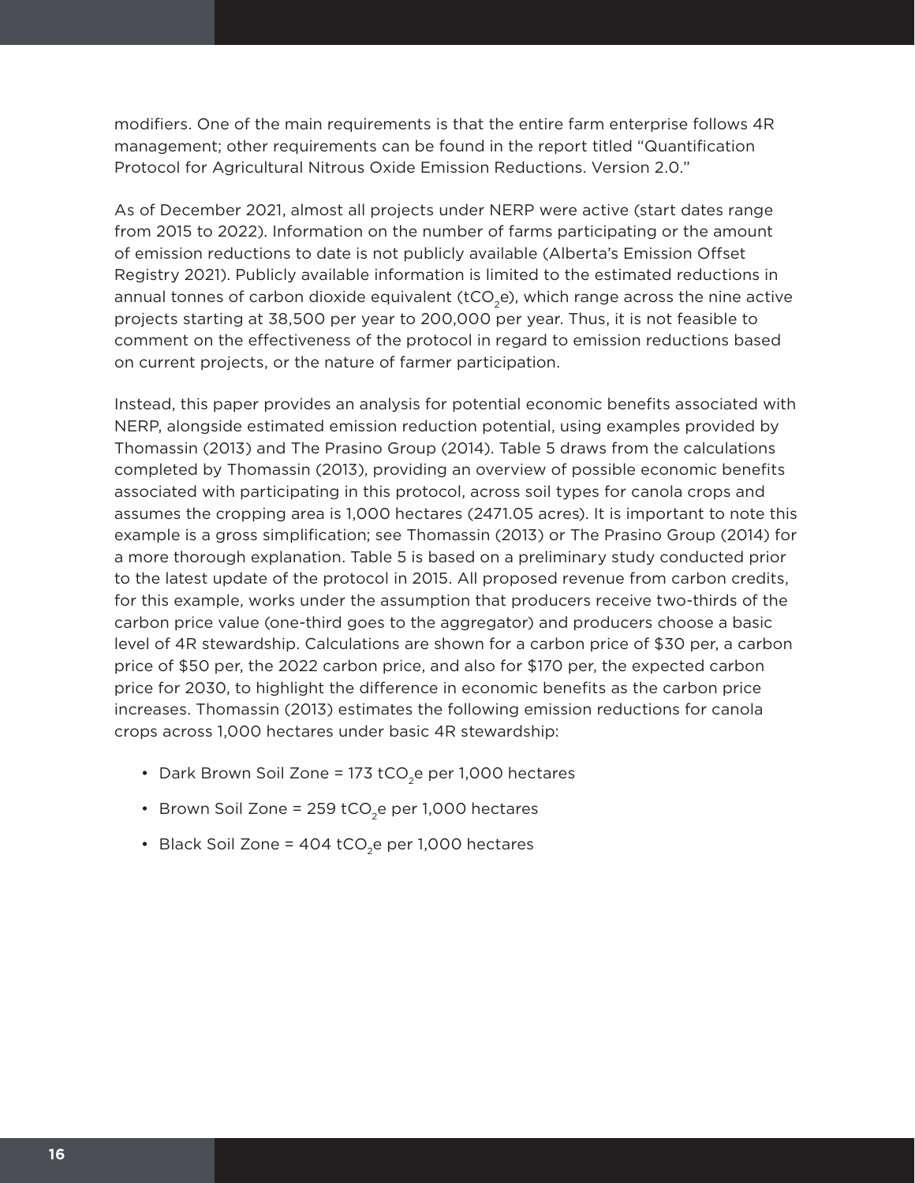modifiers. One of the main requirements is that the entire farm enterprise follows 4R management; other requirements can be found in the report titled "Quantification Protocol for Agricultural Nitrous Oxide Emission Reductions. Version 2.0."

As of December 2021, almost all projects under NERP were active (start dates range from 2015 to 2022). Information on the number of farms participating or the amount of emission reductions to date is not publicly available (Alberta's Emission Offset Registry 2021). Publicly available information is limited to the estimated reductions in annual tonnes of carbon dioxide equivalent ($tCO_2e$), which range across the nine active projects starting at 38,500 per year to 200,000 per year. Thus, it is not feasible to comment on the effectiveness of the protocol in regard to emission reductions based on current projects, or the nature of farmer participation.

Instead, this paper provides an analysis for potential economic benefits associated with NERP, alongside estimated emission reduction potential, using examples provided by Thomassin (2013) and The Prasino Group (2014). Table 5 draws from the calculations completed by Thomassin (2013), providing an overview of possible economic benefits associated with participating in this protocol, across soil types for canola crops and assumes the cropping area is 1,000 hectares (2471.05 acres). It is important to note this example is a gross simplification; see Thomassin (2013) or The Prasino Group (2014) for a more thorough explanation. Table 5 is based on a preliminary study conducted prior to the latest update of the protocol in 2015. All proposed revenue from carbon credits, for this example, works under the assumption that producers receive two-thirds of the carbon price value (one-third goes to the aggregator) and producers choose a basic level of 4R stewardship. Calculations are shown for a carbon price of $30 per, a carbon price of $50 per, the 2022 carbon price, and also for $170 per, the expected carbon price for 2030, to highlight the difference in economic benefits as the carbon price increases. Thomassin (2013) estimates the following emission reductions for canola crops across 1,000 hectares under basic 4R stewardship:

- Dark Brown Soil Zone = 173 $tCO_2e$ per 1,000 hectares
- Brown Soil Zone = 259 $tCO_2e$ per 1,000 hectares
- Black Soil Zone = 404 $tCO_2e$ per 1,000 hectares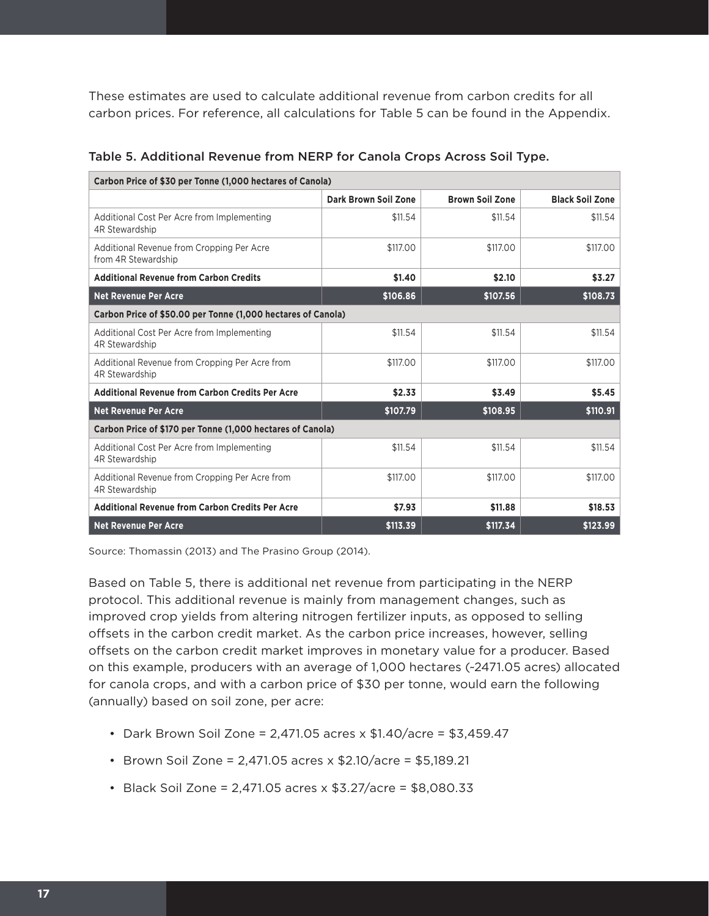These estimates are used to calculate additional revenue from carbon credits for all carbon prices. For reference, all calculations for Table 5 can be found in the Appendix.

Table 5. Additional Revenue from NERP for Canola Crops Across Soil Type.

| Carbon Price of $30 per Tonne (1,000 hectares of Canola) | | | |
|---|---|---|---|
| | **Dark Brown Soil Zone** | **Brown Soil Zone** | **Black Soil Zone** |
| Additional Cost Per Acre from Implementing 4R Stewardship | $11.54 | $11.54 | $11.54 |
| Additional Revenue from Cropping Per Acre from 4R Stewardship | $117.00 | $117.00 | $117.00 |
| **Additional Revenue from Carbon Credits** | **$1.40** | **$2.10** | **$3.27** |
| **Net Revenue Per Acre** | **$106.86** | **$107.56** | **$108.73** |
| **Carbon Price of $50.00 per Tonne (1,000 hectares of Canola)** | | | |
| Additional Cost Per Acre from Implementing 4R Stewardship | $11.54 | $11.54 | $11.54 |
| Additional Revenue from Cropping Per Acre from 4R Stewardship | $117.00 | $117.00 | $117.00 |
| **Additional Revenue from Carbon Credits Per Acre** | **$2.33** | **$3.49** | **$5.45** |
| **Net Revenue Per Acre** | **$107.79** | **$108.95** | **$110.91** |
| **Carbon Price of $170 per Tonne (1,000 hectares of Canola)** | | | |
| Additional Cost Per Acre from Implementing 4R Stewardship | $11.54 | $11.54 | $11.54 |
| Additional Revenue from Cropping Per Acre from 4R Stewardship | $117.00 | $117.00 | $117.00 |
| **Additional Revenue from Carbon Credits Per Acre** | **$7.93** | **$11.88** | **$18.53** |
| **Net Revenue Per Acre** | **$113.39** | **$117.34** | **$123.99** |

Source: Thomassin (2013) and The Prasino Group (2014).

Based on Table 5, there is additional net revenue from participating in the NERP protocol. This additional revenue is mainly from management changes, such as improved crop yields from altering nitrogen fertilizer inputs, as opposed to selling offsets in the carbon credit market. As the carbon price increases, however, selling offsets on the carbon credit market improves in monetary value for a producer. Based on this example, producers with an average of 1,000 hectares (~2471.05 acres) allocated for canola crops, and with a carbon price of $30 per tonne, would earn the following (annually) based on soil zone, per acre:

- Dark Brown Soil Zone = 2,471.05 acres x $1.40/acre = $3,459.47
- Brown Soil Zone = 2,471.05 acres x $2.10/acre = $5,189.21
- Black Soil Zone = 2,471.05 acres x $3.27/acre = $8,080.33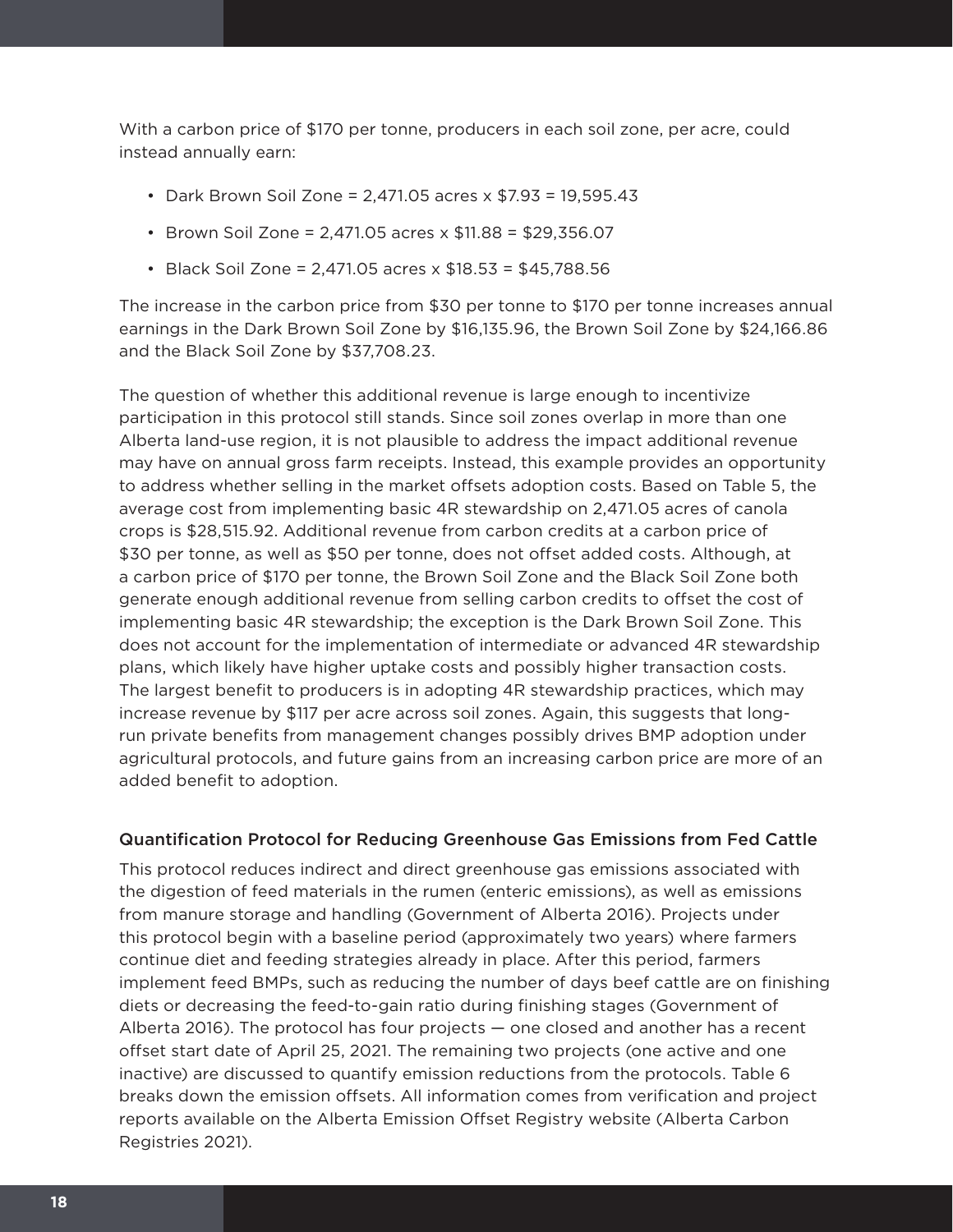With a carbon price of $170 per tonne, producers in each soil zone, per acre, could instead annually earn:

- Dark Brown Soil Zone = 2,471.05 acres x $7.93 = 19,595.43
- Brown Soil Zone = 2,471.05 acres x $11.88 = $29,356.07
- Black Soil Zone = 2,471.05 acres x $18.53 = $45,788.56

The increase in the carbon price from $30 per tonne to $170 per tonne increases annual earnings in the Dark Brown Soil Zone by $16,135.96, the Brown Soil Zone by $24,166.86 and the Black Soil Zone by $37,708.23.

The question of whether this additional revenue is large enough to incentivize participation in this protocol still stands. Since soil zones overlap in more than one Alberta land-use region, it is not plausible to address the impact additional revenue may have on annual gross farm receipts. Instead, this example provides an opportunity to address whether selling in the market offsets adoption costs. Based on Table 5, the average cost from implementing basic 4R stewardship on 2,471.05 acres of canola crops is $28,515.92. Additional revenue from carbon credits at a carbon price of $30 per tonne, as well as $50 per tonne, does not offset added costs. Although, at a carbon price of $170 per tonne, the Brown Soil Zone and the Black Soil Zone both generate enough additional revenue from selling carbon credits to offset the cost of implementing basic 4R stewardship; the exception is the Dark Brown Soil Zone. This does not account for the implementation of intermediate or advanced 4R stewardship plans, which likely have higher uptake costs and possibly higher transaction costs. The largest benefit to producers is in adopting 4R stewardship practices, which may increase revenue by $117 per acre across soil zones. Again, this suggests that long-run private benefits from management changes possibly drives BMP adoption under agricultural protocols, and future gains from an increasing carbon price are more of an added benefit to adoption.

### Quantification Protocol for Reducing Greenhouse Gas Emissions from Fed Cattle

This protocol reduces indirect and direct greenhouse gas emissions associated with the digestion of feed materials in the rumen (enteric emissions), as well as emissions from manure storage and handling (Government of Alberta 2016). Projects under this protocol begin with a baseline period (approximately two years) where farmers continue diet and feeding strategies already in place. After this period, farmers implement feed BMPs, such as reducing the number of days beef cattle are on finishing diets or decreasing the feed-to-gain ratio during finishing stages (Government of Alberta 2016). The protocol has four projects — one closed and another has a recent offset start date of April 25, 2021. The remaining two projects (one active and one inactive) are discussed to quantify emission reductions from the protocols. Table 6 breaks down the emission offsets. All information comes from verification and project reports available on the Alberta Emission Offset Registry website (Alberta Carbon Registries 2021).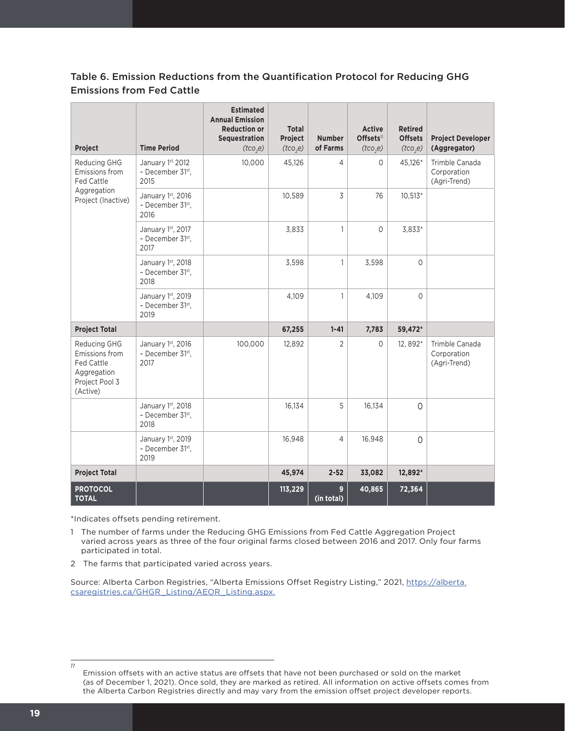### Table 6. Emission Reductions from the Quantification Protocol for Reducing GHG Emissions from Fed Cattle

| Project | Time Period | Estimated Annual Emission Reduction or Sequestration ($tco_2e$) | Total Project ($tco_2e$) | Number of Farms | Active Offsets[11] ($tco_2e$) | Retired Offsets ($tco_2e$) | Project Developer (Aggregator) |
|---|---|---|---|---|---|---|---|
| Reducing GHG Emissions from Fed Cattle Aggregation Project (Inactive) | January 1st, 2012 – December 31st, 2015 | 10,000 | 45,126 | 4 | 0 | 45,126* | Trimble Canada Corporation (Agri-Trend) |
| | January 1st, 2016 – December 31st, 2016 | | 10,589 | 3 | 76 | 10,513* | |
| | January 1st, 2017 – December 31st, 2017 | | 3,833 | 1 | 0 | 3,833* | |
| | January 1st, 2018 – December 31st, 2018 | | 3,598 | 1 | 3,598 | 0 | |
| | January 1st, 2019 – December 31st, 2019 | | 4,109 | 1 | 4,109 | 0 | |
| **Project Total** | | | **67,255** | **1-4[1]** | **7,783** | **59,472*** | |
| Reducing GHG Emissions from Fed Cattle Aggregation Project Pool 3 (Active) | January 1st, 2016 – December 31st, 2017 | 100,000 | 12,892 | 2 | 0 | 12, 892* | Trimble Canada Corporation (Agri-Trend) |
| | January 1st, 2018 – December 31st, 2018 | | 16,134 | 5 | 16,134 | 0 | |
| | January 1st, 2019 – December 31st, 2019 | | 16,948 | 4 | 16,948 | 0 | |
| **Project Total** | | | **45,974** | **2-5[2]** | **33,082** | **12,892*** | |
| **PROTOCOL TOTAL** | | | **113,229** | **9 (in total)** | **40,865** | **72,364** | |

*Indicates offsets pending retirement.

1 The number of farms under the Reducing GHG Emissions from Fed Cattle Aggregation Project varied across years as three of the four original farms closed between 2016 and 2017. Only four farms participated in total.

2 The farms that participated varied across years.

Source: Alberta Carbon Registries, "Alberta Emissions Offset Registry Listing," 2021, https://alberta.csaregistries.ca/GHGR_Listing/AEOR_Listing.aspx.

[11] Emission offsets with an active status are offsets that have not been purchased or sold on the market (as of December 1, 2021). Once sold, they are marked as retired. All information on active offsets comes from the Alberta Carbon Registries directly and may vary from the emission offset project developer reports.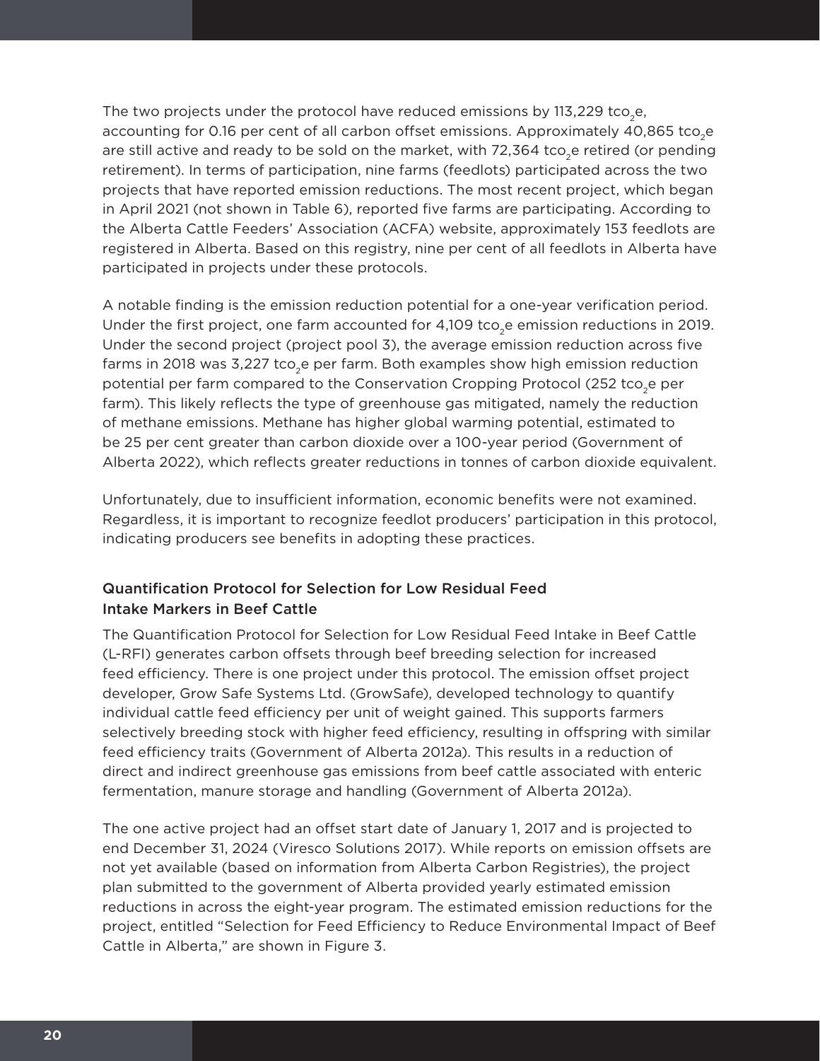The two projects under the protocol have reduced emissions by 113,229 $tco_2e$, accounting for 0.16 per cent of all carbon offset emissions. Approximately 40,865 $tco_2e$ are still active and ready to be sold on the market, with 72,364 $tco_2e$ retired (or pending retirement). In terms of participation, nine farms (feedlots) participated across the two projects that have reported emission reductions. The most recent project, which began in April 2021 (not shown in Table 6), reported five farms are participating. According to the Alberta Cattle Feeders' Association (ACFA) website, approximately 153 feedlots are registered in Alberta. Based on this registry, nine per cent of all feedlots in Alberta have participated in projects under these protocols.

A notable finding is the emission reduction potential for a one-year verification period. Under the first project, one farm accounted for 4,109 $tco_2e$ emission reductions in 2019. Under the second project (project pool 3), the average emission reduction across five farms in 2018 was 3,227 $tco_2e$ per farm. Both examples show high emission reduction potential per farm compared to the Conservation Cropping Protocol (252 $tco_2e$ per farm). This likely reflects the type of greenhouse gas mitigated, namely the reduction of methane emissions. Methane has higher global warming potential, estimated to be 25 per cent greater than carbon dioxide over a 100-year period (Government of Alberta 2022), which reflects greater reductions in tonnes of carbon dioxide equivalent.

Unfortunately, due to insufficient information, economic benefits were not examined. Regardless, it is important to recognize feedlot producers' participation in this protocol, indicating producers see benefits in adopting these practices.

### Quantification Protocol for Selection for Low Residual Feed Intake Markers in Beef Cattle

The Quantification Protocol for Selection for Low Residual Feed Intake in Beef Cattle (L-RFI) generates carbon offsets through beef breeding selection for increased feed efficiency. There is one project under this protocol. The emission offset project developer, Grow Safe Systems Ltd. (GrowSafe), developed technology to quantify individual cattle feed efficiency per unit of weight gained. This supports farmers selectively breeding stock with higher feed efficiency, resulting in offspring with similar feed efficiency traits (Government of Alberta 2012a). This results in a reduction of direct and indirect greenhouse gas emissions from beef cattle associated with enteric fermentation, manure storage and handling (Government of Alberta 2012a).

The one active project had an offset start date of January 1, 2017 and is projected to end December 31, 2024 (Viresco Solutions 2017). While reports on emission offsets are not yet available (based on information from Alberta Carbon Registries), the project plan submitted to the government of Alberta provided yearly estimated emission reductions in across the eight-year program. The estimated emission reductions for the project, entitled "Selection for Feed Efficiency to Reduce Environmental Impact of Beef Cattle in Alberta," are shown in Figure 3.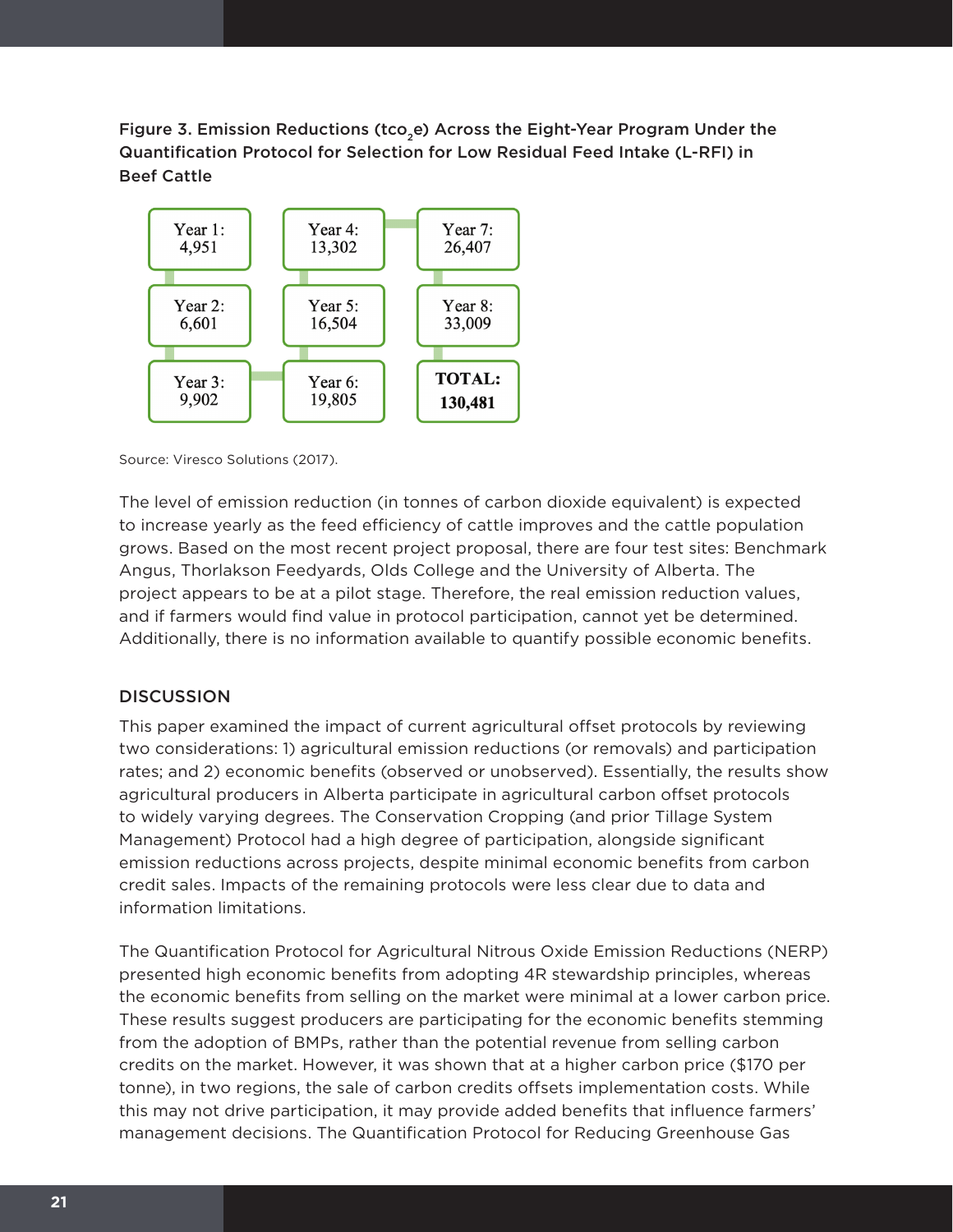Figure 3. Emission Reductions ($tco_2e$) Across the Eight-Year Program Under the Quantification Protocol for Selection for Low Residual Feed Intake (L-RFI) in Beef Cattle

| Year | Emission Reductions ($tco_2e$) |
|---|---|
| Year 1 | 4,951 |
| Year 2 | 6,601 |
| Year 3 | 9,902 |
| Year 4 | 13,302 |
| Year 5 | 16,504 |
| Year 6 | 19,805 |
| Year 7 | 26,407 |
| Year 8 | 33,009 |
| **TOTAL** | **130,481** |

Source: Viresco Solutions (2017).

The level of emission reduction (in tonnes of carbon dioxide equivalent) is expected to increase yearly as the feed efficiency of cattle improves and the cattle population grows. Based on the most recent project proposal, there are four test sites: Benchmark Angus, Thorlakson Feedyards, Olds College and the University of Alberta. The project appears to be at a pilot stage. Therefore, the real emission reduction values, and if farmers would find value in protocol participation, cannot yet be determined. Additionally, there is no information available to quantify possible economic benefits.

## DISCUSSION

This paper examined the impact of current agricultural offset protocols by reviewing two considerations: 1) agricultural emission reductions (or removals) and participation rates; and 2) economic benefits (observed or unobserved). Essentially, the results show agricultural producers in Alberta participate in agricultural carbon offset protocols to widely varying degrees. The Conservation Cropping (and prior Tillage System Management) Protocol had a high degree of participation, alongside significant emission reductions across projects, despite minimal economic benefits from carbon credit sales. Impacts of the remaining protocols were less clear due to data and information limitations.

The Quantification Protocol for Agricultural Nitrous Oxide Emission Reductions (NERP) presented high economic benefits from adopting 4R stewardship principles, whereas the economic benefits from selling on the market were minimal at a lower carbon price. These results suggest producers are participating for the economic benefits stemming from the adoption of BMPs, rather than the potential revenue from selling carbon credits on the market. However, it was shown that at a higher carbon price ($170 per tonne), in two regions, the sale of carbon credits offsets implementation costs. While this may not drive participation, it may provide added benefits that influence farmers' management decisions. The Quantification Protocol for Reducing Greenhouse Gas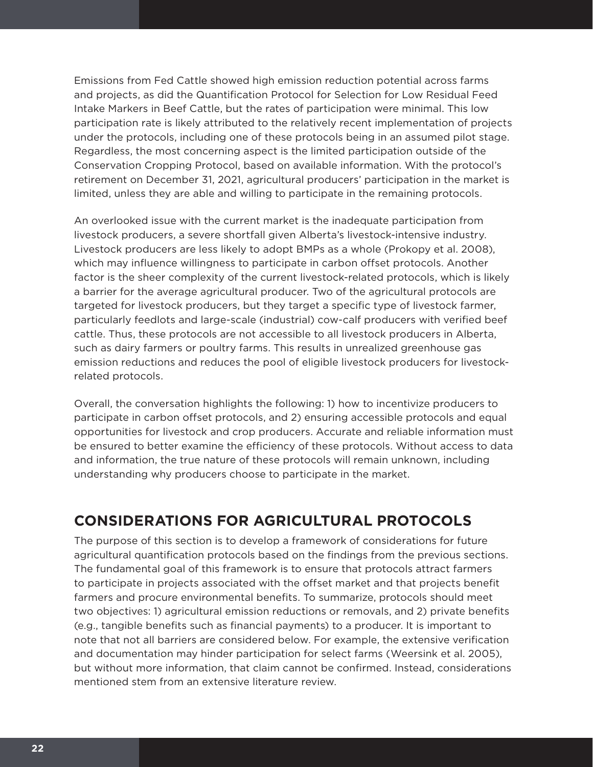Emissions from Fed Cattle showed high emission reduction potential across farms and projects, as did the Quantification Protocol for Selection for Low Residual Feed Intake Markers in Beef Cattle, but the rates of participation were minimal. This low participation rate is likely attributed to the relatively recent implementation of projects under the protocols, including one of these protocols being in an assumed pilot stage. Regardless, the most concerning aspect is the limited participation outside of the Conservation Cropping Protocol, based on available information. With the protocol's retirement on December 31, 2021, agricultural producers' participation in the market is limited, unless they are able and willing to participate in the remaining protocols.

An overlooked issue with the current market is the inadequate participation from livestock producers, a severe shortfall given Alberta's livestock-intensive industry. Livestock producers are less likely to adopt BMPs as a whole (Prokopy et al. 2008), which may influence willingness to participate in carbon offset protocols. Another factor is the sheer complexity of the current livestock-related protocols, which is likely a barrier for the average agricultural producer. Two of the agricultural protocols are targeted for livestock producers, but they target a specific type of livestock farmer, particularly feedlots and large-scale (industrial) cow-calf producers with verified beef cattle. Thus, these protocols are not accessible to all livestock producers in Alberta, such as dairy farmers or poultry farms. This results in unrealized greenhouse gas emission reductions and reduces the pool of eligible livestock producers for livestock-related protocols.

Overall, the conversation highlights the following: 1) how to incentivize producers to participate in carbon offset protocols, and 2) ensuring accessible protocols and equal opportunities for livestock and crop producers. Accurate and reliable information must be ensured to better examine the efficiency of these protocols. Without access to data and information, the true nature of these protocols will remain unknown, including understanding why producers choose to participate in the market.

## CONSIDERATIONS FOR AGRICULTURAL PROTOCOLS

The purpose of this section is to develop a framework of considerations for future agricultural quantification protocols based on the findings from the previous sections. The fundamental goal of this framework is to ensure that protocols attract farmers to participate in projects associated with the offset market and that projects benefit farmers and procure environmental benefits. To summarize, protocols should meet two objectives: 1) agricultural emission reductions or removals, and 2) private benefits (e.g., tangible benefits such as financial payments) to a producer. It is important to note that not all barriers are considered below. For example, the extensive verification and documentation may hinder participation for select farms (Weersink et al. 2005), but without more information, that claim cannot be confirmed. Instead, considerations mentioned stem from an extensive literature review.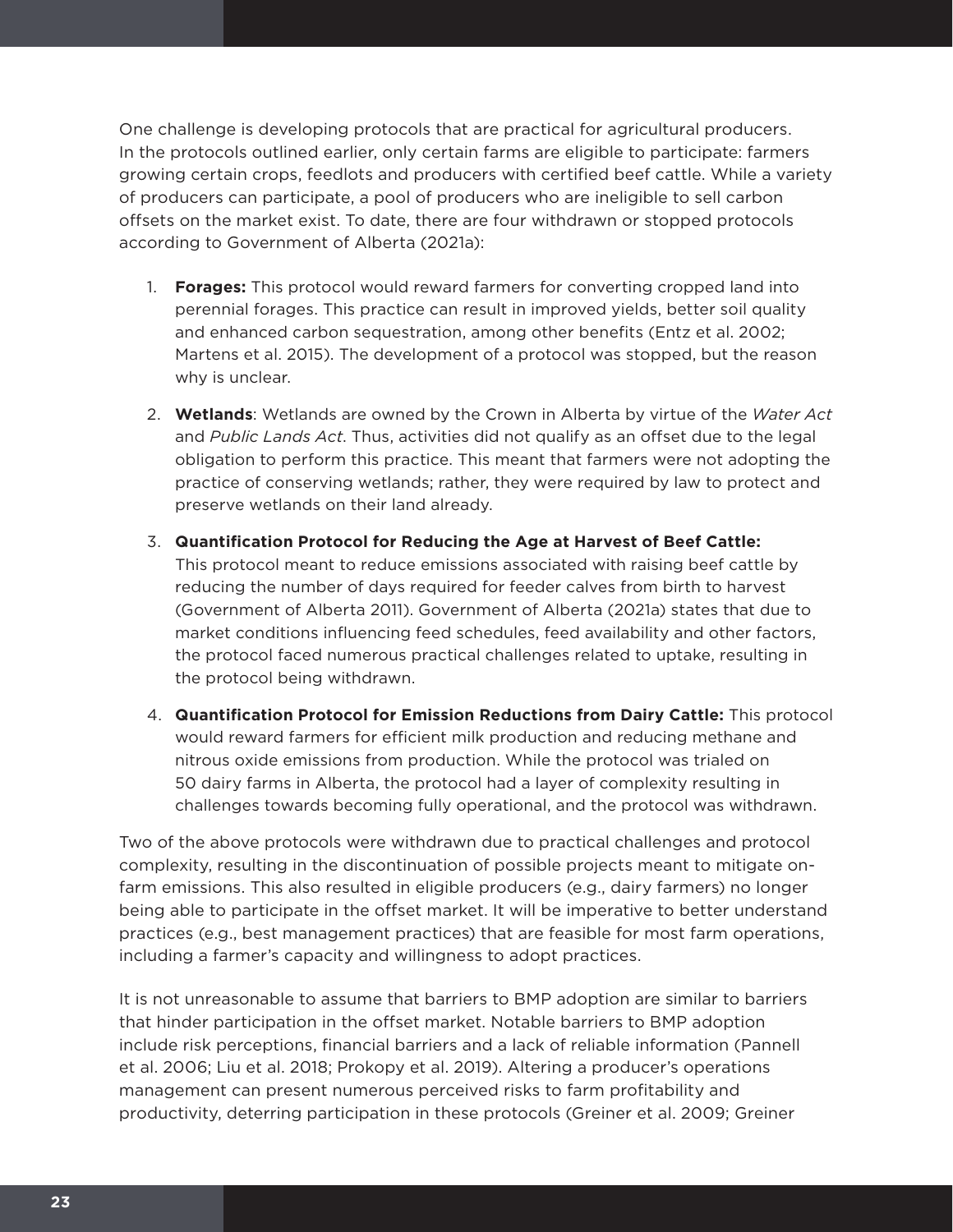One challenge is developing protocols that are practical for agricultural producers. In the protocols outlined earlier, only certain farms are eligible to participate: farmers growing certain crops, feedlots and producers with certified beef cattle. While a variety of producers can participate, a pool of producers who are ineligible to sell carbon offsets on the market exist. To date, there are four withdrawn or stopped protocols according to Government of Alberta (2021a):

1. **Forages:** This protocol would reward farmers for converting cropped land into perennial forages. This practice can result in improved yields, better soil quality and enhanced carbon sequestration, among other benefits (Entz et al. 2002; Martens et al. 2015). The development of a protocol was stopped, but the reason why is unclear.

2. **Wetlands**: Wetlands are owned by the Crown in Alberta by virtue of the *Water Act* and *Public Lands Act*. Thus, activities did not qualify as an offset due to the legal obligation to perform this practice. This meant that farmers were not adopting the practice of conserving wetlands; rather, they were required by law to protect and preserve wetlands on their land already.

3. **Quantification Protocol for Reducing the Age at Harvest of Beef Cattle:** This protocol meant to reduce emissions associated with raising beef cattle by reducing the number of days required for feeder calves from birth to harvest (Government of Alberta 2011). Government of Alberta (2021a) states that due to market conditions influencing feed schedules, feed availability and other factors, the protocol faced numerous practical challenges related to uptake, resulting in the protocol being withdrawn.

4. **Quantification Protocol for Emission Reductions from Dairy Cattle:** This protocol would reward farmers for efficient milk production and reducing methane and nitrous oxide emissions from production. While the protocol was trialed on 50 dairy farms in Alberta, the protocol had a layer of complexity resulting in challenges towards becoming fully operational, and the protocol was withdrawn.

Two of the above protocols were withdrawn due to practical challenges and protocol complexity, resulting in the discontinuation of possible projects meant to mitigate on-farm emissions. This also resulted in eligible producers (e.g., dairy farmers) no longer being able to participate in the offset market. It will be imperative to better understand practices (e.g., best management practices) that are feasible for most farm operations, including a farmer's capacity and willingness to adopt practices.

It is not unreasonable to assume that barriers to BMP adoption are similar to barriers that hinder participation in the offset market. Notable barriers to BMP adoption include risk perceptions, financial barriers and a lack of reliable information (Pannell et al. 2006; Liu et al. 2018; Prokopy et al. 2019). Altering a producer's operations management can present numerous perceived risks to farm profitability and productivity, deterring participation in these protocols (Greiner et al. 2009; Greiner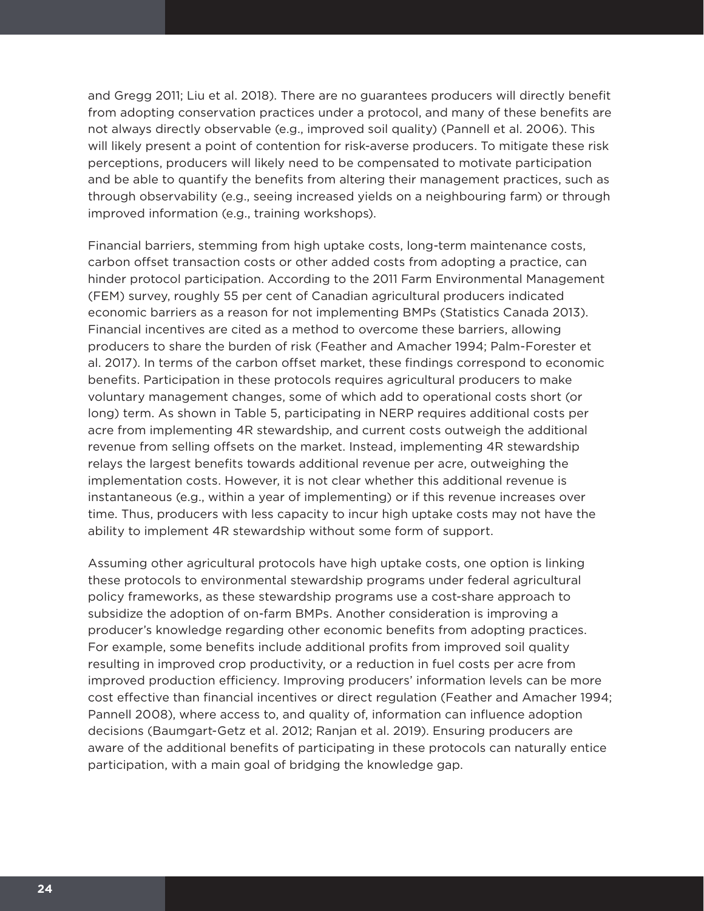and Gregg 2011; Liu et al. 2018). There are no guarantees producers will directly benefit from adopting conservation practices under a protocol, and many of these benefits are not always directly observable (e.g., improved soil quality) (Pannell et al. 2006). This will likely present a point of contention for risk-averse producers. To mitigate these risk perceptions, producers will likely need to be compensated to motivate participation and be able to quantify the benefits from altering their management practices, such as through observability (e.g., seeing increased yields on a neighbouring farm) or through improved information (e.g., training workshops).

Financial barriers, stemming from high uptake costs, long-term maintenance costs, carbon offset transaction costs or other added costs from adopting a practice, can hinder protocol participation. According to the 2011 Farm Environmental Management (FEM) survey, roughly 55 per cent of Canadian agricultural producers indicated economic barriers as a reason for not implementing BMPs (Statistics Canada 2013). Financial incentives are cited as a method to overcome these barriers, allowing producers to share the burden of risk (Feather and Amacher 1994; Palm-Forester et al. 2017). In terms of the carbon offset market, these findings correspond to economic benefits. Participation in these protocols requires agricultural producers to make voluntary management changes, some of which add to operational costs short (or long) term. As shown in Table 5, participating in NERP requires additional costs per acre from implementing 4R stewardship, and current costs outweigh the additional revenue from selling offsets on the market. Instead, implementing 4R stewardship relays the largest benefits towards additional revenue per acre, outweighing the implementation costs. However, it is not clear whether this additional revenue is instantaneous (e.g., within a year of implementing) or if this revenue increases over time. Thus, producers with less capacity to incur high uptake costs may not have the ability to implement 4R stewardship without some form of support.

Assuming other agricultural protocols have high uptake costs, one option is linking these protocols to environmental stewardship programs under federal agricultural policy frameworks, as these stewardship programs use a cost-share approach to subsidize the adoption of on-farm BMPs. Another consideration is improving a producer's knowledge regarding other economic benefits from adopting practices. For example, some benefits include additional profits from improved soil quality resulting in improved crop productivity, or a reduction in fuel costs per acre from improved production efficiency. Improving producers' information levels can be more cost effective than financial incentives or direct regulation (Feather and Amacher 1994; Pannell 2008), where access to, and quality of, information can influence adoption decisions (Baumgart-Getz et al. 2012; Ranjan et al. 2019). Ensuring producers are aware of the additional benefits of participating in these protocols can naturally entice participation, with a main goal of bridging the knowledge gap.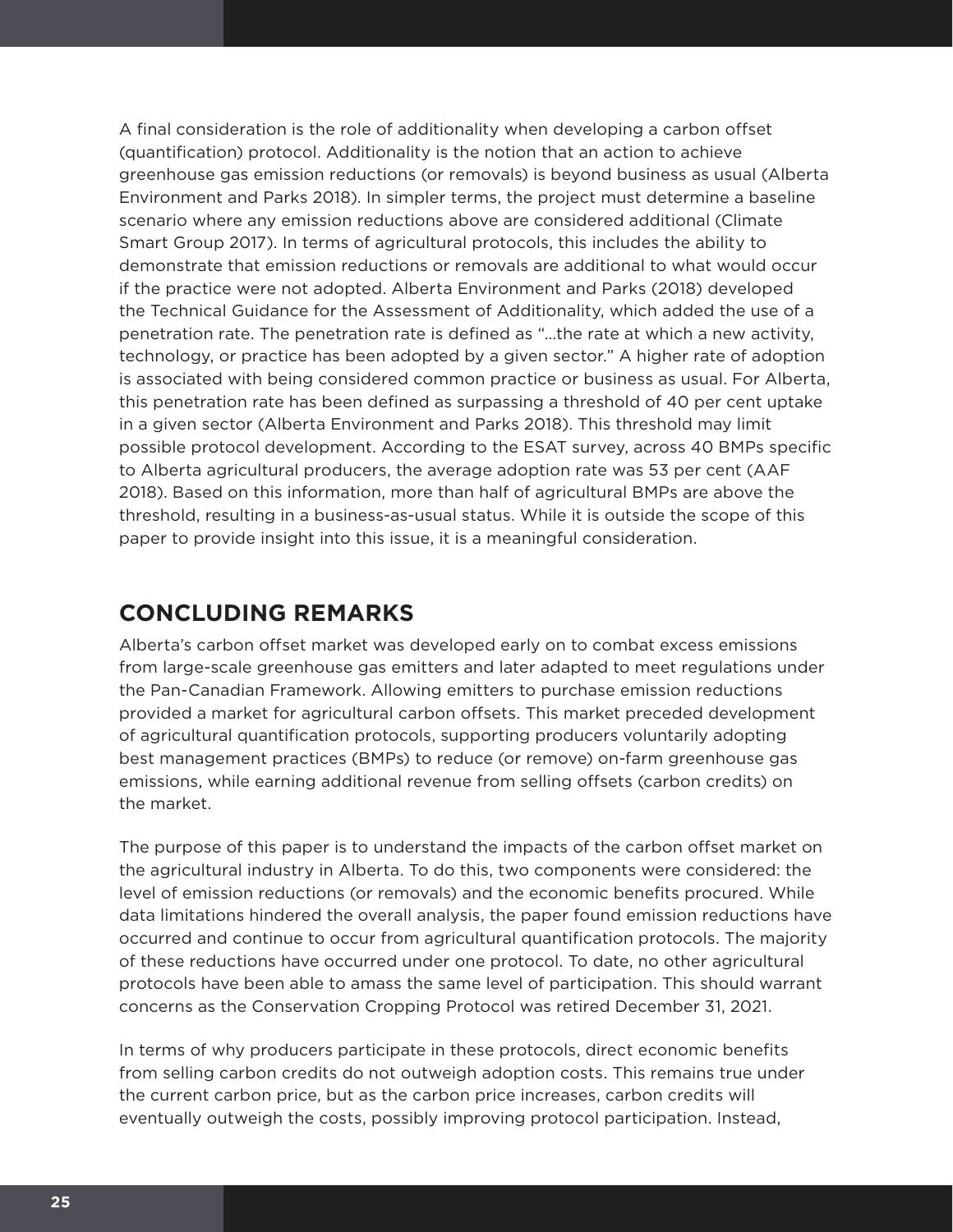A final consideration is the role of additionality when developing a carbon offset (quantification) protocol. Additionality is the notion that an action to achieve greenhouse gas emission reductions (or removals) is beyond business as usual (Alberta Environment and Parks 2018). In simpler terms, the project must determine a baseline scenario where any emission reductions above are considered additional (Climate Smart Group 2017). In terms of agricultural protocols, this includes the ability to demonstrate that emission reductions or removals are additional to what would occur if the practice were not adopted. Alberta Environment and Parks (2018) developed the Technical Guidance for the Assessment of Additionality, which added the use of a penetration rate. The penetration rate is defined as "…the rate at which a new activity, technology, or practice has been adopted by a given sector." A higher rate of adoption is associated with being considered common practice or business as usual. For Alberta, this penetration rate has been defined as surpassing a threshold of 40 per cent uptake in a given sector (Alberta Environment and Parks 2018). This threshold may limit possible protocol development. According to the ESAT survey, across 40 BMPs specific to Alberta agricultural producers, the average adoption rate was 53 per cent (AAF 2018). Based on this information, more than half of agricultural BMPs are above the threshold, resulting in a business-as-usual status. While it is outside the scope of this paper to provide insight into this issue, it is a meaningful consideration.

## CONCLUDING REMARKS

Alberta's carbon offset market was developed early on to combat excess emissions from large-scale greenhouse gas emitters and later adapted to meet regulations under the Pan-Canadian Framework. Allowing emitters to purchase emission reductions provided a market for agricultural carbon offsets. This market preceded development of agricultural quantification protocols, supporting producers voluntarily adopting best management practices (BMPs) to reduce (or remove) on-farm greenhouse gas emissions, while earning additional revenue from selling offsets (carbon credits) on the market.

The purpose of this paper is to understand the impacts of the carbon offset market on the agricultural industry in Alberta. To do this, two components were considered: the level of emission reductions (or removals) and the economic benefits procured. While data limitations hindered the overall analysis, the paper found emission reductions have occurred and continue to occur from agricultural quantification protocols. The majority of these reductions have occurred under one protocol. To date, no other agricultural protocols have been able to amass the same level of participation. This should warrant concerns as the Conservation Cropping Protocol was retired December 31, 2021.

In terms of why producers participate in these protocols, direct economic benefits from selling carbon credits do not outweigh adoption costs. This remains true under the current carbon price, but as the carbon price increases, carbon credits will eventually outweigh the costs, possibly improving protocol participation. Instead,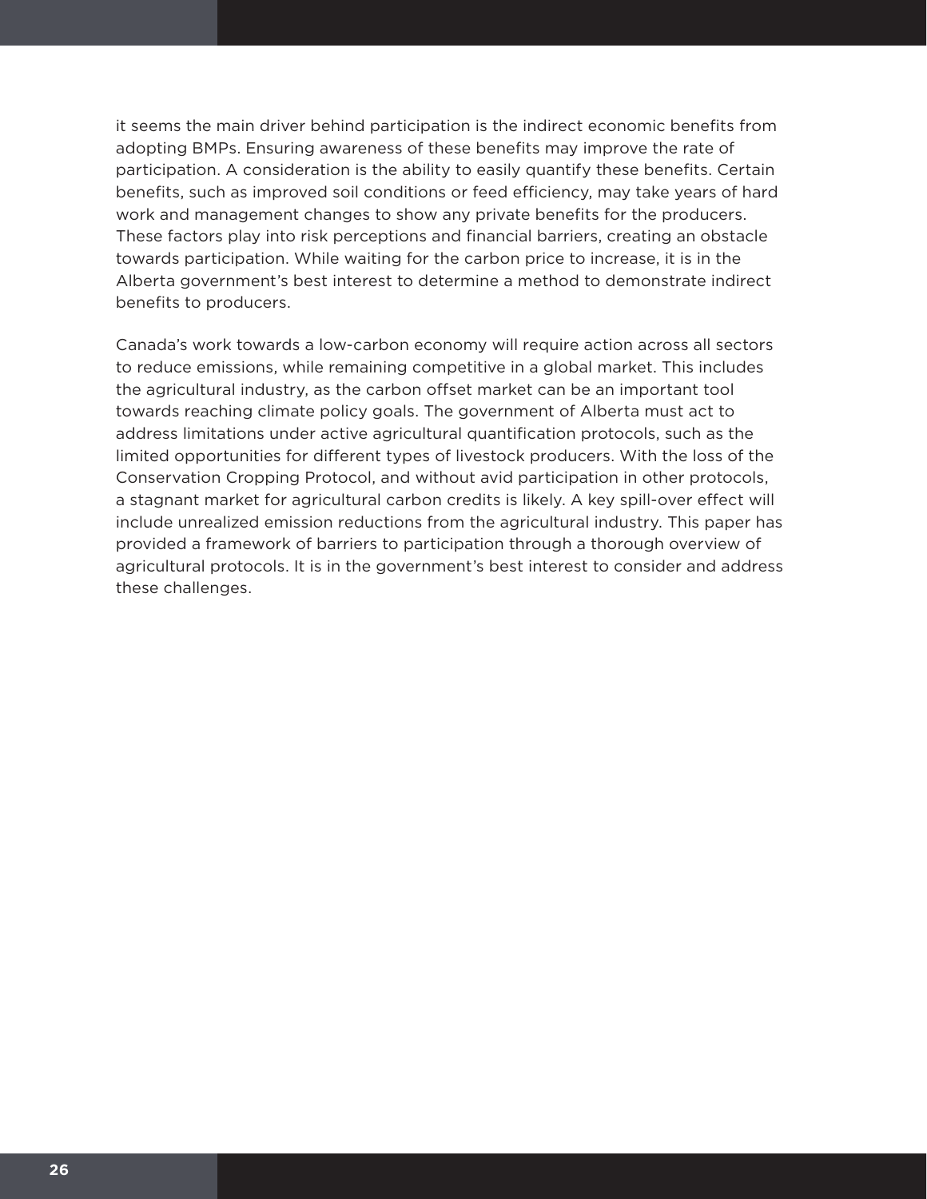it seems the main driver behind participation is the indirect economic benefits from adopting BMPs. Ensuring awareness of these benefits may improve the rate of participation. A consideration is the ability to easily quantify these benefits. Certain benefits, such as improved soil conditions or feed efficiency, may take years of hard work and management changes to show any private benefits for the producers. These factors play into risk perceptions and financial barriers, creating an obstacle towards participation. While waiting for the carbon price to increase, it is in the Alberta government's best interest to determine a method to demonstrate indirect benefits to producers.

Canada's work towards a low-carbon economy will require action across all sectors to reduce emissions, while remaining competitive in a global market. This includes the agricultural industry, as the carbon offset market can be an important tool towards reaching climate policy goals. The government of Alberta must act to address limitations under active agricultural quantification protocols, such as the limited opportunities for different types of livestock producers. With the loss of the Conservation Cropping Protocol, and without avid participation in other protocols, a stagnant market for agricultural carbon credits is likely. A key spill-over effect will include unrealized emission reductions from the agricultural industry. This paper has provided a framework of barriers to participation through a thorough overview of agricultural protocols. It is in the government's best interest to consider and address these challenges.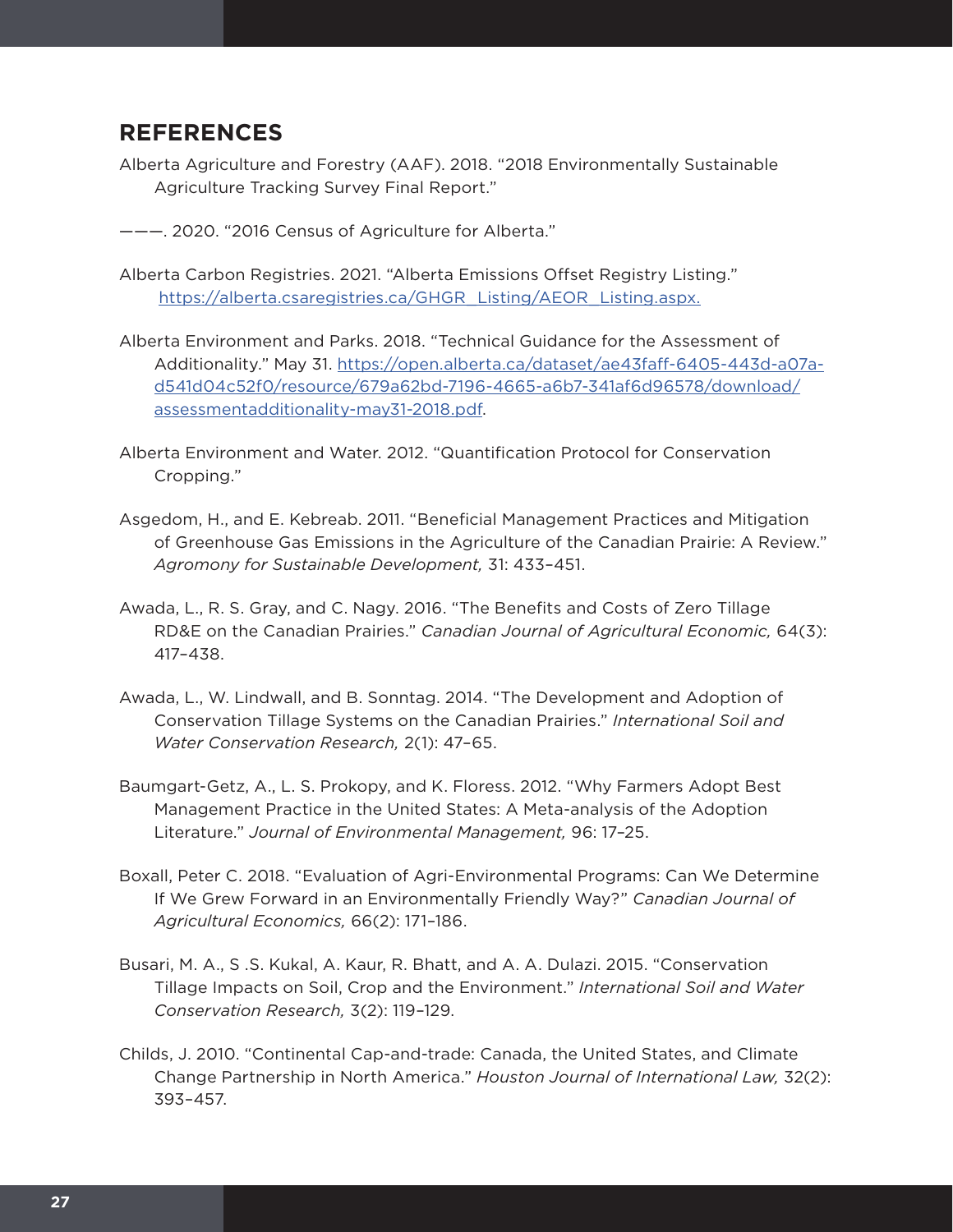## REFERENCES

Alberta Agriculture and Forestry (AAF). 2018. “2018 Environmentally Sustainable Agriculture Tracking Survey Final Report.”

———. 2020. “2016 Census of Agriculture for Alberta.”

Alberta Carbon Registries. 2021. “Alberta Emissions Offset Registry Listing.” https://alberta.csaregistries.ca/GHGR_Listing/AEOR_Listing.aspx.

Alberta Environment and Parks. 2018. “Technical Guidance for the Assessment of Additionality.” May 31. https://open.alberta.ca/dataset/ae43faff-6405-443d-a07a-d541d04c52f0/resource/679a62bd-7196-4665-a6b7-341af6d96578/download/assessmentadditionality-may31-2018.pdf.

Alberta Environment and Water. 2012. “Quantification Protocol for Conservation Cropping.”

Asgedom, H., and E. Kebreab. 2011. “Beneficial Management Practices and Mitigation of Greenhouse Gas Emissions in the Agriculture of the Canadian Prairie: A Review.” *Agromony for Sustainable Development,* 31: 433–451.

Awada, L., R. S. Gray, and C. Nagy. 2016. “The Benefits and Costs of Zero Tillage RD&E on the Canadian Prairies.” *Canadian Journal of Agricultural Economic,* 64(3): 417–438.

Awada, L., W. Lindwall, and B. Sonntag. 2014. “The Development and Adoption of Conservation Tillage Systems on the Canadian Prairies.” *International Soil and Water Conservation Research,* 2(1): 47–65.

Baumgart-Getz, A., L. S. Prokopy, and K. Floress. 2012. “Why Farmers Adopt Best Management Practice in the United States: A Meta-analysis of the Adoption Literature.” *Journal of Environmental Management,* 96: 17–25.

Boxall, Peter C. 2018. “Evaluation of Agri-Environmental Programs: Can We Determine If We Grew Forward in an Environmentally Friendly Way?” *Canadian Journal of Agricultural Economics,* 66(2): 171–186.

Busari, M. A., S .S. Kukal, A. Kaur, R. Bhatt, and A. A. Dulazi. 2015. “Conservation Tillage Impacts on Soil, Crop and the Environment.” *International Soil and Water Conservation Research,* 3(2): 119–129.

Childs, J. 2010. “Continental Cap-and-trade: Canada, the United States, and Climate Change Partnership in North America.” *Houston Journal of International Law,* 32(2): 393–457.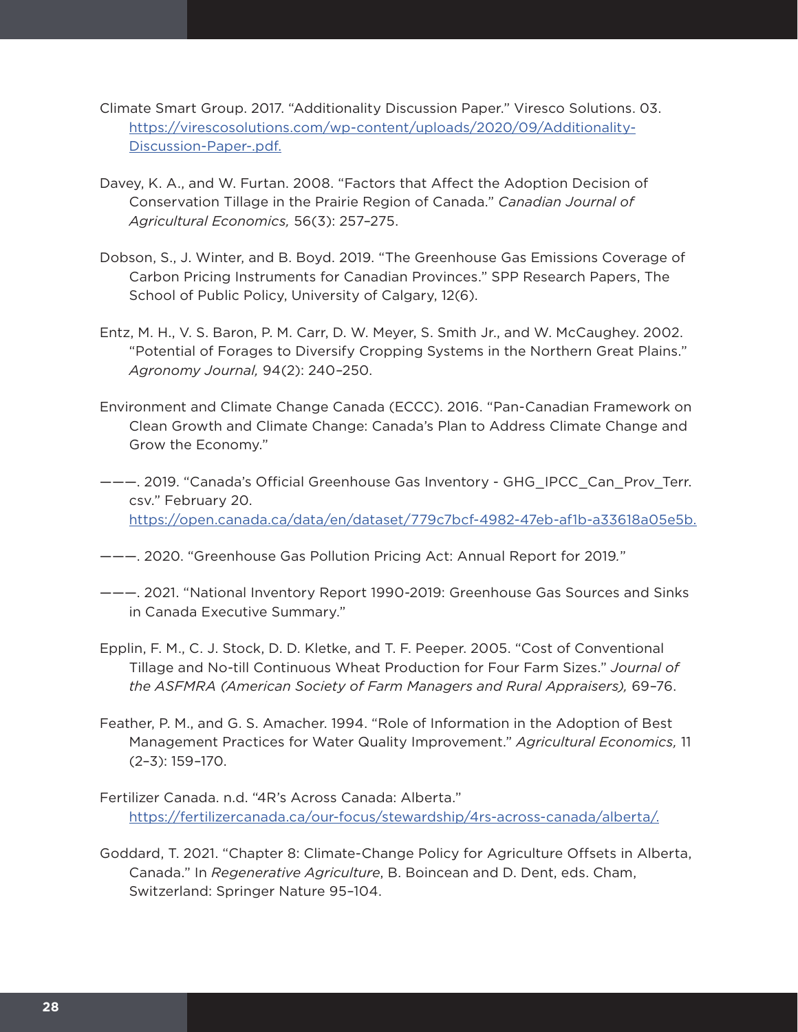Climate Smart Group. 2017. “Additionality Discussion Paper.” Viresco Solutions. 03. https://virescosolutions.com/wp-content/uploads/2020/09/Additionality-Discussion-Paper-.pdf.

Davey, K. A., and W. Furtan. 2008. “Factors that Affect the Adoption Decision of Conservation Tillage in the Prairie Region of Canada.” *Canadian Journal of Agricultural Economics,* 56(3): 257–275.

Dobson, S., J. Winter, and B. Boyd. 2019. “The Greenhouse Gas Emissions Coverage of Carbon Pricing Instruments for Canadian Provinces.” SPP Research Papers, The School of Public Policy, University of Calgary, 12(6).

Entz, M. H., V. S. Baron, P. M. Carr, D. W. Meyer, S. Smith Jr., and W. McCaughey. 2002. “Potential of Forages to Diversify Cropping Systems in the Northern Great Plains.” *Agronomy Journal,* 94(2): 240–250.

Environment and Climate Change Canada (ECCC). 2016. “Pan-Canadian Framework on Clean Growth and Climate Change: Canada’s Plan to Address Climate Change and Grow the Economy.”

———. 2019. “Canada’s Official Greenhouse Gas Inventory - GHG_IPCC_Can_Prov_Terr.csv.” February 20. https://open.canada.ca/data/en/dataset/779c7bcf-4982-47eb-af1b-a33618a05e5b.

———. 2020. “Greenhouse Gas Pollution Pricing Act: Annual Report for 2019.”

———. 2021. “National Inventory Report 1990-2019: Greenhouse Gas Sources and Sinks in Canada Executive Summary.”

Epplin, F. M., C. J. Stock, D. D. Kletke, and T. F. Peeper. 2005. “Cost of Conventional Tillage and No-till Continuous Wheat Production for Four Farm Sizes.” *Journal of the ASFMRA (American Society of Farm Managers and Rural Appraisers),* 69–76.

Feather, P. M., and G. S. Amacher. 1994. “Role of Information in the Adoption of Best Management Practices for Water Quality Improvement.” *Agricultural Economics,* 11 (2–3): 159–170.

Fertilizer Canada. n.d. “4R’s Across Canada: Alberta.” https://fertilizercanada.ca/our-focus/stewardship/4rs-across-canada/alberta/.

Goddard, T. 2021. “Chapter 8: Climate-Change Policy for Agriculture Offsets in Alberta, Canada.” In *Regenerative Agriculture*, B. Boincean and D. Dent, eds. Cham, Switzerland: Springer Nature 95–104.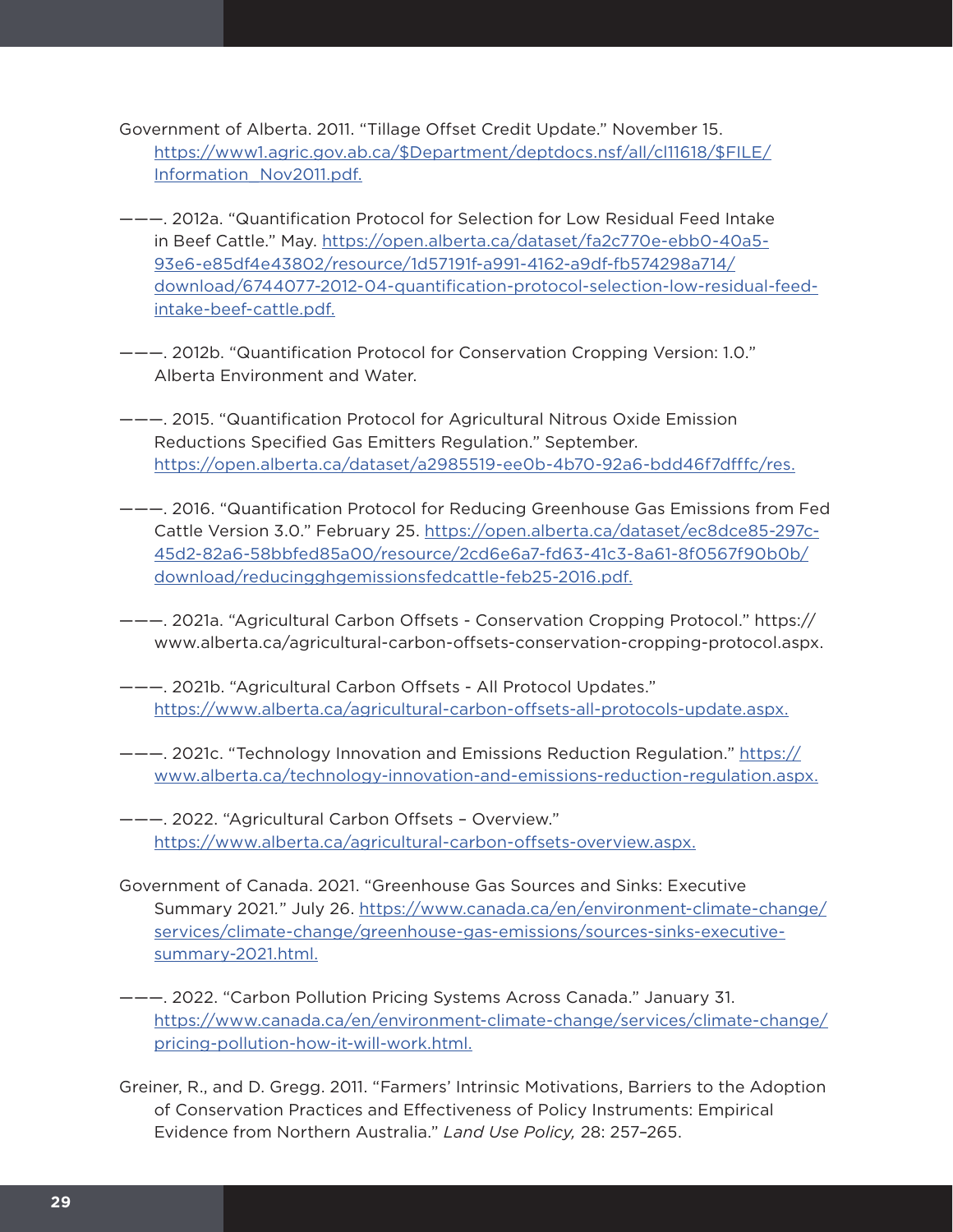Government of Alberta. 2011. "Tillage Offset Credit Update." November 15. https://www1.agric.gov.ab.ca/$Department/deptdocs.nsf/all/cl11618/$FILE/Information_Nov2011.pdf.

———. 2012a. "Quantification Protocol for Selection for Low Residual Feed Intake in Beef Cattle." May. https://open.alberta.ca/dataset/fa2c770e-ebb0-40a5-93e6-e85df4e43802/resource/1d57191f-a991-4162-a9df-fb574298a714/download/6744077-2012-04-quantification-protocol-selection-low-residual-feed-intake-beef-cattle.pdf.

———. 2012b. "Quantification Protocol for Conservation Cropping Version: 1.0." Alberta Environment and Water.

———. 2015. "Quantification Protocol for Agricultural Nitrous Oxide Emission Reductions Specified Gas Emitters Regulation." September. https://open.alberta.ca/dataset/a2985519-ee0b-4b70-92a6-bdd46f7dfffc/res.

———. 2016. "Quantification Protocol for Reducing Greenhouse Gas Emissions from Fed Cattle Version 3.0." February 25. https://open.alberta.ca/dataset/ec8dce85-297c-45d2-82a6-58bbfed85a00/resource/2cd6e6a7-fd63-41c3-8a61-8f0567f90b0b/download/reducingghgemissionsfedcattle-feb25-2016.pdf.

———. 2021a. "Agricultural Carbon Offsets - Conservation Cropping Protocol." https://www.alberta.ca/agricultural-carbon-offsets-conservation-cropping-protocol.aspx.

———. 2021b. "Agricultural Carbon Offsets - All Protocol Updates." https://www.alberta.ca/agricultural-carbon-offsets-all-protocols-update.aspx.

———. 2021c. "Technology Innovation and Emissions Reduction Regulation." https://www.alberta.ca/technology-innovation-and-emissions-reduction-regulation.aspx.

———. 2022. "Agricultural Carbon Offsets – Overview." https://www.alberta.ca/agricultural-carbon-offsets-overview.aspx.

Government of Canada. 2021. "Greenhouse Gas Sources and Sinks: Executive Summary 2021." July 26. https://www.canada.ca/en/environment-climate-change/services/climate-change/greenhouse-gas-emissions/sources-sinks-executive-summary-2021.html.

———. 2022. "Carbon Pollution Pricing Systems Across Canada." January 31. https://www.canada.ca/en/environment-climate-change/services/climate-change/pricing-pollution-how-it-will-work.html.

Greiner, R., and D. Gregg. 2011. "Farmers' Intrinsic Motivations, Barriers to the Adoption of Conservation Practices and Effectiveness of Policy Instruments: Empirical Evidence from Northern Australia." *Land Use Policy,* 28: 257–265.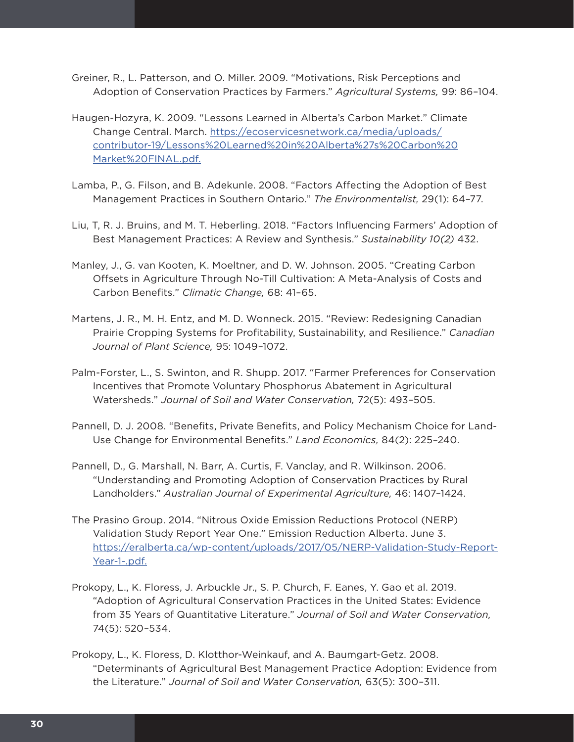Greiner, R., L. Patterson, and O. Miller. 2009. “Motivations, Risk Perceptions and Adoption of Conservation Practices by Farmers.” *Agricultural Systems,* 99: 86–104.

Haugen-Hozyra, K. 2009. “Lessons Learned in Alberta’s Carbon Market.” Climate Change Central. March. https://ecoservicesnetwork.ca/media/uploads/contributor-19/Lessons%20Learned%20in%20Alberta%27s%20Carbon%20Market%20FINAL.pdf.

Lamba, P., G. Filson, and B. Adekunle. 2008. “Factors Affecting the Adoption of Best Management Practices in Southern Ontario.” *The Environmentalist,* 29(1): 64–77.

Liu, T, R. J. Bruins, and M. T. Heberling. 2018. “Factors Influencing Farmers’ Adoption of Best Management Practices: A Review and Synthesis.” *Sustainability 10(2)* 432.

Manley, J., G. van Kooten, K. Moeltner, and D. W. Johnson. 2005. “Creating Carbon Offsets in Agriculture Through No-Till Cultivation: A Meta-Analysis of Costs and Carbon Benefits.” *Climatic Change,* 68: 41–65.

Martens, J. R., M. H. Entz, and M. D. Wonneck. 2015. “Review: Redesigning Canadian Prairie Cropping Systems for Profitability, Sustainability, and Resilience.” *Canadian Journal of Plant Science,* 95: 1049–1072.

Palm-Forster, L., S. Swinton, and R. Shupp. 2017. “Farmer Preferences for Conservation Incentives that Promote Voluntary Phosphorus Abatement in Agricultural Watersheds.” *Journal of Soil and Water Conservation,* 72(5): 493–505.

Pannell, D. J. 2008. “Benefits, Private Benefits, and Policy Mechanism Choice for Land-Use Change for Environmental Benefits.” *Land Economics,* 84(2): 225–240.

Pannell, D., G. Marshall, N. Barr, A. Curtis, F. Vanclay, and R. Wilkinson. 2006. “Understanding and Promoting Adoption of Conservation Practices by Rural Landholders.” *Australian Journal of Experimental Agriculture,* 46: 1407–1424.

The Prasino Group. 2014. “Nitrous Oxide Emission Reductions Protocol (NERP) Validation Study Report Year One.” Emission Reduction Alberta. June 3. https://eralberta.ca/wp-content/uploads/2017/05/NERP-Validation-Study-Report-Year-1-.pdf.

Prokopy, L., K. Floress, J. Arbuckle Jr., S. P. Church, F. Eanes, Y. Gao et al. 2019. “Adoption of Agricultural Conservation Practices in the United States: Evidence from 35 Years of Quantitative Literature.” *Journal of Soil and Water Conservation,* 74(5): 520–534.

Prokopy, L., K. Floress, D. Klotthor-Weinkauf, and A. Baumgart-Getz. 2008. “Determinants of Agricultural Best Management Practice Adoption: Evidence from the Literature.” *Journal of Soil and Water Conservation,* 63(5): 300–311.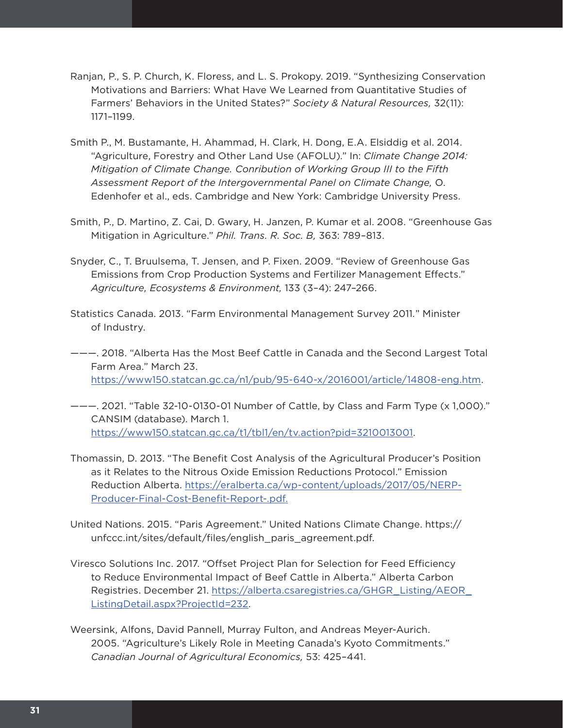Ranjan, P., S. P. Church, K. Floress, and L. S. Prokopy. 2019. "Synthesizing Conservation Motivations and Barriers: What Have We Learned from Quantitative Studies of Farmers' Behaviors in the United States?" *Society & Natural Resources,* 32(11): 1171–1199.

Smith P., M. Bustamante, H. Ahammad, H. Clark, H. Dong, E.A. Elsiddig et al. 2014. "Agriculture, Forestry and Other Land Use (AFOLU)." In: *Climate Change 2014: Mitigation of Climate Change. Conribution of Working Group III to the Fifth Assessment Report of the Intergovernmental Panel on Climate Change,* O. Edenhofer et al., eds. Cambridge and New York: Cambridge University Press.

Smith, P., D. Martino, Z. Cai, D. Gwary, H. Janzen, P. Kumar et al. 2008. "Greenhouse Gas Mitigation in Agriculture." *Phil. Trans. R. Soc. B,* 363: 789–813.

Snyder, C., T. Bruulsema, T. Jensen, and P. Fixen. 2009. "Review of Greenhouse Gas Emissions from Crop Production Systems and Fertilizer Management Effects." *Agriculture, Ecosystems & Environment,* 133 (3–4): 247–266.

Statistics Canada. 2013. "Farm Environmental Management Survey 2011." Minister of Industry.

———. 2018. "Alberta Has the Most Beef Cattle in Canada and the Second Largest Total Farm Area." March 23. https://www150.statcan.gc.ca/n1/pub/95-640-x/2016001/article/14808-eng.htm.

———. 2021. "Table 32-10-0130-01 Number of Cattle, by Class and Farm Type (x 1,000)." CANSIM (database). March 1. https://www150.statcan.gc.ca/t1/tbl1/en/tv.action?pid=3210013001.

Thomassin, D. 2013. "The Benefit Cost Analysis of the Agricultural Producer's Position as it Relates to the Nitrous Oxide Emission Reductions Protocol." Emission Reduction Alberta. https://eralberta.ca/wp-content/uploads/2017/05/NERP-Producer-Final-Cost-Benefit-Report-.pdf.

United Nations. 2015. "Paris Agreement." United Nations Climate Change. https://unfccc.int/sites/default/files/english_paris_agreement.pdf.

Viresco Solutions Inc. 2017. "Offset Project Plan for Selection for Feed Efficiency to Reduce Environmental Impact of Beef Cattle in Alberta." Alberta Carbon Registries. December 21. https://alberta.csaregistries.ca/GHGR_Listing/AEOR_ListingDetail.aspx?ProjectId=232.

Weersink, Alfons, David Pannell, Murray Fulton, and Andreas Meyer-Aurich. 2005. "Agriculture's Likely Role in Meeting Canada's Kyoto Commitments." *Canadian Journal of Agricultural Economics,* 53: 425–441.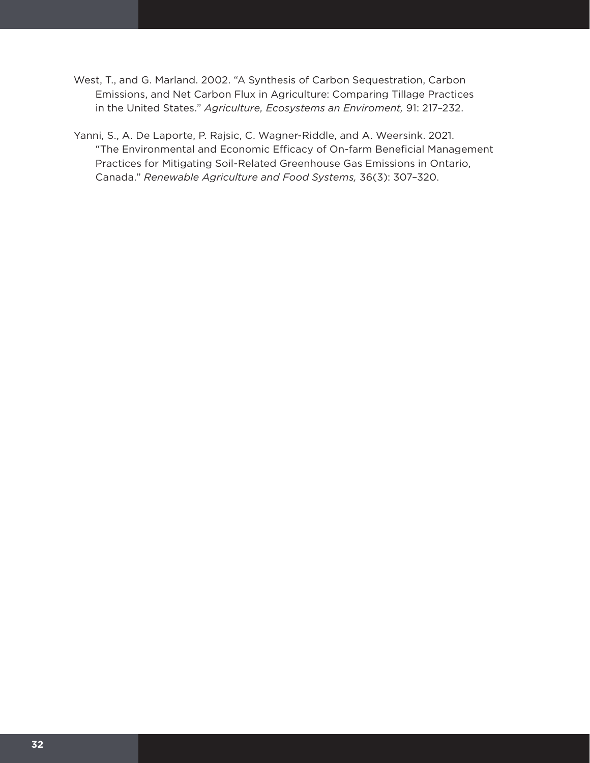West, T., and G. Marland. 2002. "A Synthesis of Carbon Sequestration, Carbon Emissions, and Net Carbon Flux in Agriculture: Comparing Tillage Practices in the United States." *Agriculture, Ecosystems an Enviroment,* 91: 217–232.

Yanni, S., A. De Laporte, P. Rajsic, C. Wagner-Riddle, and A. Weersink. 2021. "The Environmental and Economic Efficacy of On-farm Beneficial Management Practices for Mitigating Soil-Related Greenhouse Gas Emissions in Ontario, Canada." *Renewable Agriculture and Food Systems,* 36(3): 307–320.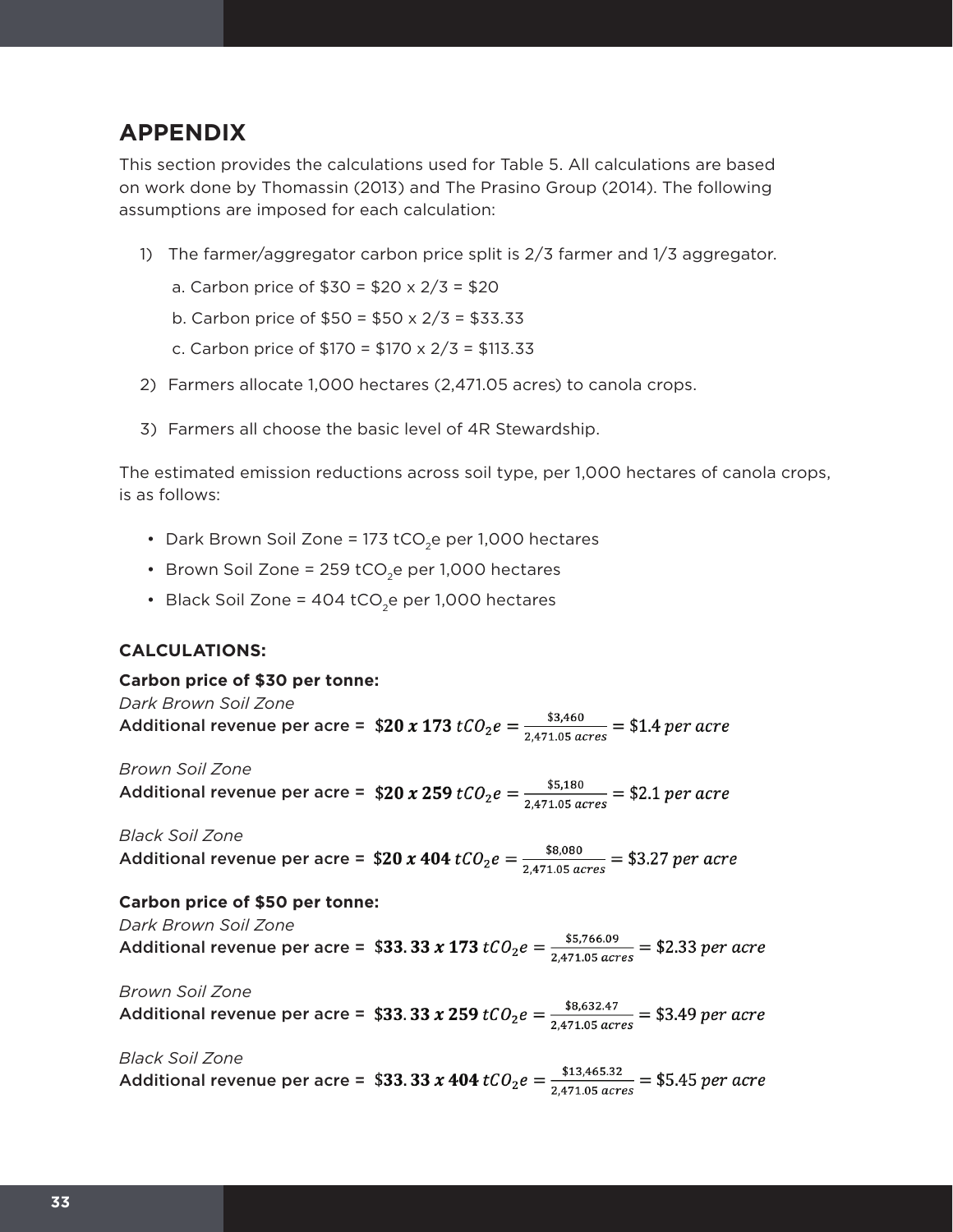## APPENDIX

This section provides the calculations used for Table 5. All calculations are based on work done by Thomassin (2013) and The Prasino Group (2014). The following assumptions are imposed for each calculation:

1) The farmer/aggregator carbon price split is 2/3 farmer and 1/3 aggregator.

   a. Carbon price of $30 = $20 x 2/3 = $20

   b. Carbon price of $50 = $50 x 2/3 = $33.33

   c. Carbon price of $170 = $170 x 2/3 = $113.33

2) Farmers allocate 1,000 hectares (2,471.05 acres) to canola crops.

3) Farmers all choose the basic level of 4R Stewardship.

The estimated emission reductions across soil type, per 1,000 hectares of canola crops, is as follows:

- Dark Brown Soil Zone = 173 $tCO_2e$ per 1,000 hectares
- Brown Soil Zone = 259 $tCO_2e$ per 1,000 hectares
- Black Soil Zone = 404 $tCO_2e$ per 1,000 hectares

**CALCULATIONS:**

**Carbon price of $30 per tonne:**

*Dark Brown Soil Zone*

Additional revenue per acre = $\$\mathbf{20\ x\ 173}\ tCO_2e = \frac{\$3{,}460}{2{,}471.05\ acres} = \$1.4\ per\ acre$

*Brown Soil Zone*

Additional revenue per acre = $\$\mathbf{20\ x\ 259}\ tCO_2e = \frac{\$5{,}180}{2{,}471.05\ acres} = \$2.1\ per\ acre$

*Black Soil Zone*

Additional revenue per acre = $\$\mathbf{20\ x\ 404}\ tCO_2e = \frac{\$8{,}080}{2{,}471.05\ acres} = \$3.27\ per\ acre$

**Carbon price of $50 per tonne:**

*Dark Brown Soil Zone*

Additional revenue per acre = $\$\mathbf{33.33\ x\ 173}\ tCO_2e = \frac{\$5{,}766.09}{2{,}471.05\ acres} = \$2.33\ per\ acre$

*Brown Soil Zone*

Additional revenue per acre = $\$\mathbf{33.33\ x\ 259}\ tCO_2e = \frac{\$8{,}632.47}{2{,}471.05\ acres} = \$3.49\ per\ acre$

*Black Soil Zone*

Additional revenue per acre = $\$\mathbf{33.33\ x\ 404}\ tCO_2e = \frac{\$13{,}465.32}{2{,}471.05\ acres} = \$5.45\ per\ acre$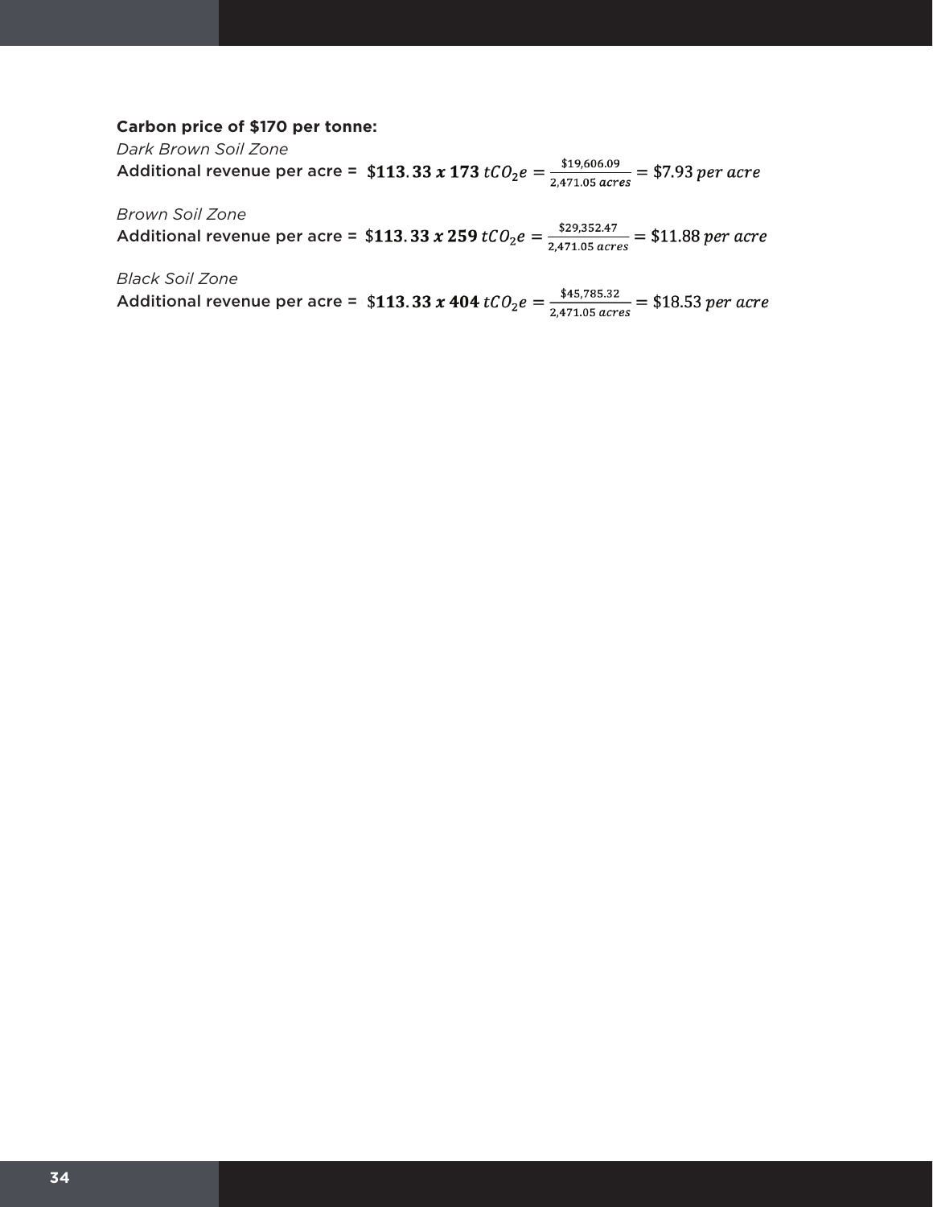**Carbon price of $170 per tonne:**

*Dark Brown Soil Zone*

Additional revenue per acre = $\mathbf{\$113.33\ x\ 173}\ tCO_2e = \frac{\$19{,}606.09}{2{,}471.05\ acres} = \$7.93\ per\ acre$

*Brown Soil Zone*

Additional revenue per acre = $\mathbf{\$113.33\ x\ 259}\ tCO_2e = \frac{\$29{,}352.47}{2{,}471.05\ acres} = \$11.88\ per\ acre$

*Black Soil Zone*

Additional revenue per acre = $\mathbf{\$113.33\ x\ 404}\ tCO_2e = \frac{\$45{,}785.32}{2{,}471.05\ acres} = \$18.53\ per\ acre$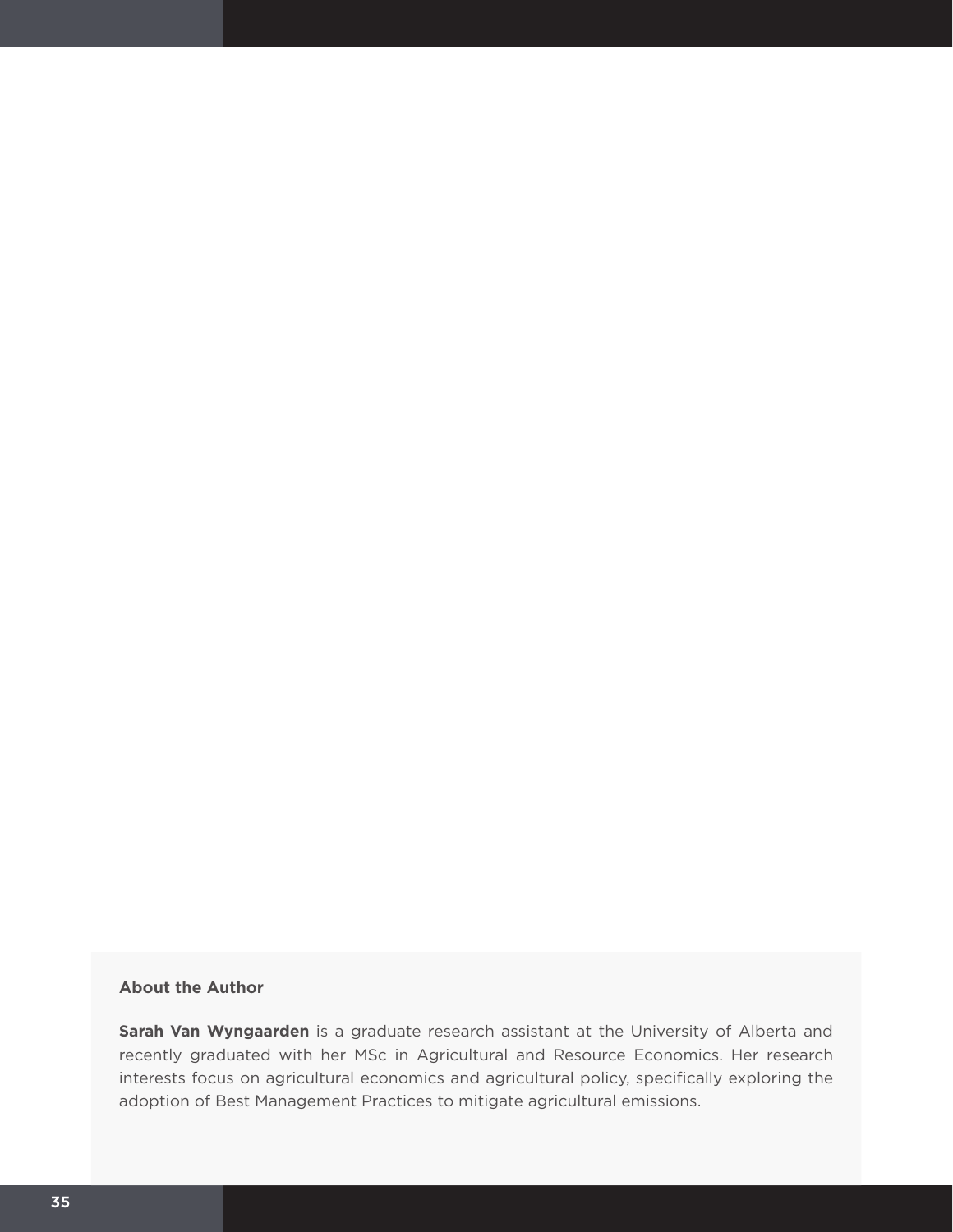### About the Author

**Sarah Van Wyngaarden** is a graduate research assistant at the University of Alberta and recently graduated with her MSc in Agricultural and Resource Economics. Her research interests focus on agricultural economics and agricultural policy, specifically exploring the adoption of Best Management Practices to mitigate agricultural emissions.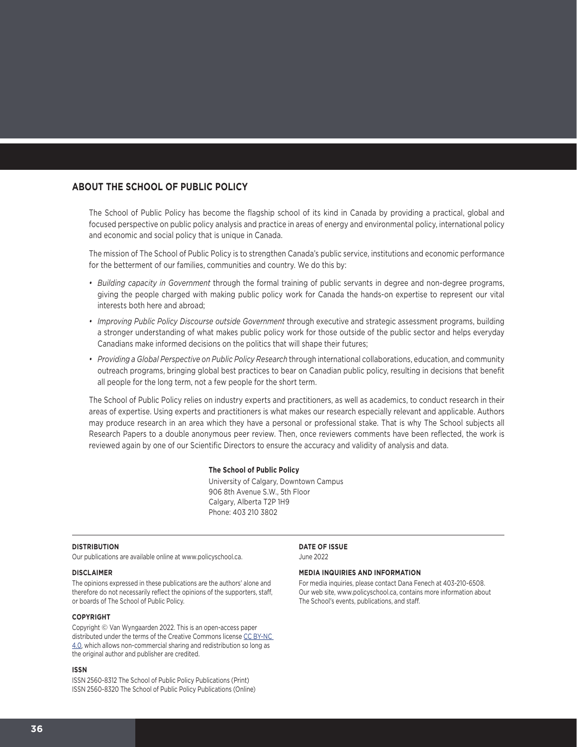## ABOUT THE SCHOOL OF PUBLIC POLICY

The School of Public Policy has become the flagship school of its kind in Canada by providing a practical, global and focused perspective on public policy analysis and practice in areas of energy and environmental policy, international policy and economic and social policy that is unique in Canada.

The mission of The School of Public Policy is to strengthen Canada's public service, institutions and economic performance for the betterment of our families, communities and country. We do this by:

- *Building capacity in Government* through the formal training of public servants in degree and non-degree programs, giving the people charged with making public policy work for Canada the hands-on expertise to represent our vital interests both here and abroad;
- *Improving Public Policy Discourse outside Government* through executive and strategic assessment programs, building a stronger understanding of what makes public policy work for those outside of the public sector and helps everyday Canadians make informed decisions on the politics that will shape their futures;
- *Providing a Global Perspective on Public Policy Research* through international collaborations, education, and community outreach programs, bringing global best practices to bear on Canadian public policy, resulting in decisions that benefit all people for the long term, not a few people for the short term.

The School of Public Policy relies on industry experts and practitioners, as well as academics, to conduct research in their areas of expertise. Using experts and practitioners is what makes our research especially relevant and applicable. Authors may produce research in an area which they have a personal or professional stake. That is why The School subjects all Research Papers to a double anonymous peer review. Then, once reviewers comments have been reflected, the work is reviewed again by one of our Scientific Directors to ensure the accuracy and validity of analysis and data.

**The School of Public Policy**
University of Calgary, Downtown Campus
906 8th Avenue S.W., 5th Floor
Calgary, Alberta T2P 1H9
Phone: 403 210 3802

**DISTRIBUTION**
Our publications are available online at www.policyschool.ca.

**DISCLAIMER**
The opinions expressed in these publications are the authors' alone and therefore do not necessarily reflect the opinions of the supporters, staff, or boards of The School of Public Policy.

**COPYRIGHT**
Copyright © Van Wyngaarden 2022. This is an open-access paper distributed under the terms of the Creative Commons license CC BY-NC 4.0, which allows non-commercial sharing and redistribution so long as the original author and publisher are credited.

**ISSN**
ISSN 2560-8312 The School of Public Policy Publications (Print)
ISSN 2560-8320 The School of Public Policy Publications (Online)

**DATE OF ISSUE**
June 2022

**MEDIA INQUIRIES AND INFORMATION**
For media inquiries, please contact Dana Fenech at 403-210-6508.
Our web site, www.policyschool.ca, contains more information about The School's events, publications, and staff.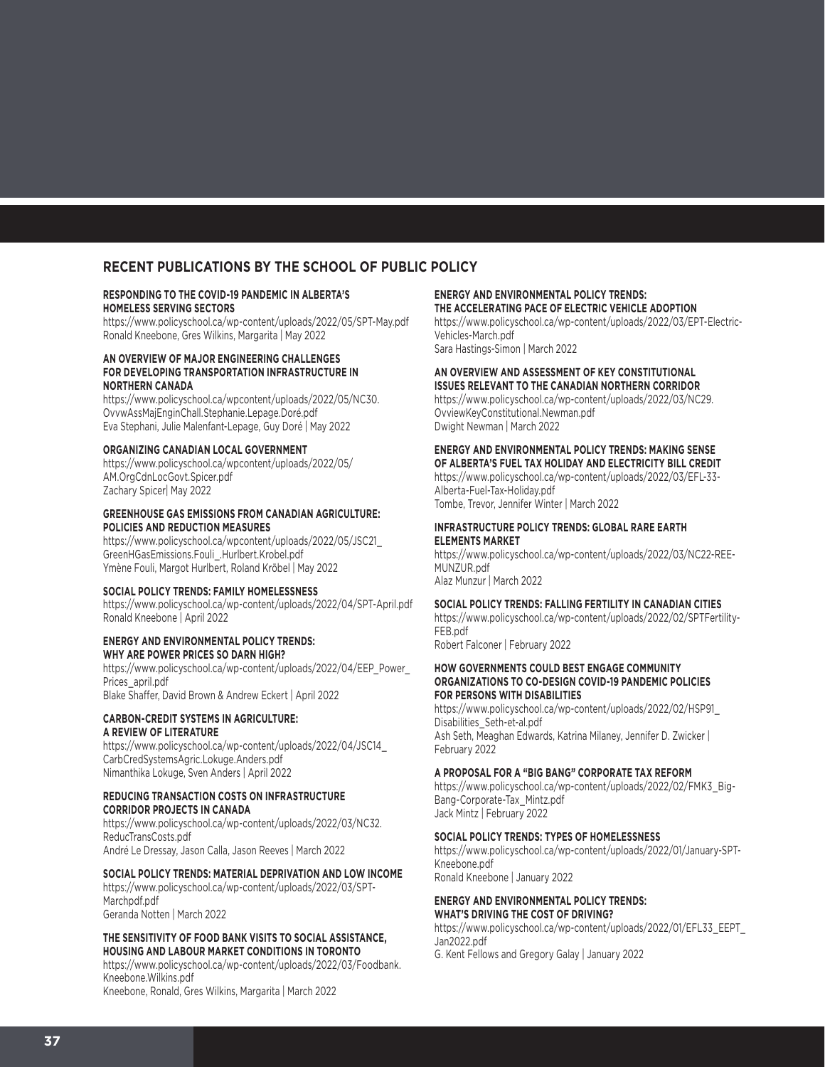## RECENT PUBLICATIONS BY THE SCHOOL OF PUBLIC POLICY

**RESPONDING TO THE COVID-19 PANDEMIC IN ALBERTA'S HOMELESS SERVING SECTORS**
https://www.policyschool.ca/wp-content/uploads/2022/05/SPT-May.pdf
Ronald Kneebone, Gres Wilkins, Margarita | May 2022

**AN OVERVIEW OF MAJOR ENGINEERING CHALLENGES FOR DEVELOPING TRANSPORTATION INFRASTRUCTURE IN NORTHERN CANADA**
https://www.policyschool.ca/wpcontent/uploads/2022/05/NC30.OvvwAssMajEnginChall.Stephanie.Lepage.Doré.pdf
Eva Stephani, Julie Malenfant-Lepage, Guy Doré | May 2022

**ORGANIZING CANADIAN LOCAL GOVERNMENT**
https://www.policyschool.ca/wpcontent/uploads/2022/05/AM.OrgCdnLocGovt.Spicer.pdf
Zachary Spicer| May 2022

**GREENHOUSE GAS EMISSIONS FROM CANADIAN AGRICULTURE: POLICIES AND REDUCTION MEASURES**
https://www.policyschool.ca/wp-content/uploads/2022/05/JSC21_GreenHGasEmissions.Fouli_.Hurlbert.Krobel.pdf
Ymène Fouli, Margot Hurlbert, Roland Kröbel | May 2022

**SOCIAL POLICY TRENDS: FAMILY HOMELESSNESS**
https://www.policyschool.ca/wp-content/uploads/2022/04/SPT-April.pdf
Ronald Kneebone | April 2022

**ENERGY AND ENVIRONMENTAL POLICY TRENDS: WHY ARE POWER PRICES SO DARN HIGH?**
https://www.policyschool.ca/wp-content/uploads/2022/04/EEP_Power_Prices_april.pdf
Blake Shaffer, David Brown & Andrew Eckert | April 2022

**CARBON-CREDIT SYSTEMS IN AGRICULTURE: A REVIEW OF LITERATURE**
https://www.policyschool.ca/wp-content/uploads/2022/04/JSC14_CarbCredSystemsAgric.Lokuge.Anders.pdf
Nimanthika Lokuge, Sven Anders | April 2022

**REDUCING TRANSACTION COSTS ON INFRASTRUCTURE CORRIDOR PROJECTS IN CANADA**
https://www.policyschool.ca/wp-content/uploads/2022/03/NC32.ReducTransCosts.pdf
André Le Dressay, Jason Calla, Jason Reeves | March 2022

**SOCIAL POLICY TRENDS: MATERIAL DEPRIVATION AND LOW INCOME**
https://www.policyschool.ca/wp-content/uploads/2022/03/SPT-Marchpdf.pdf
Geranda Notten | March 2022

**THE SENSITIVITY OF FOOD BANK VISITS TO SOCIAL ASSISTANCE, HOUSING AND LABOUR MARKET CONDITIONS IN TORONTO**
https://www.policyschool.ca/wp-content/uploads/2022/03/Foodbank.Kneebone.Wilkins.pdf
Kneebone, Ronald, Gres Wilkins, Margarita | March 2022

**ENERGY AND ENVIRONMENTAL POLICY TRENDS: THE ACCELERATING PACE OF ELECTRIC VEHICLE ADOPTION**
https://www.policyschool.ca/wp-content/uploads/2022/03/EPT-Electric-Vehicles-March.pdf
Sara Hastings-Simon | March 2022

**AN OVERVIEW AND ASSESSMENT OF KEY CONSTITUTIONAL ISSUES RELEVANT TO THE CANADIAN NORTHERN CORRIDOR**
https://www.policyschool.ca/wp-content/uploads/2022/03/NC29.OvviewKeyConstitutional.Newman.pdf
Dwight Newman | March 2022

**ENERGY AND ENVIRONMENTAL POLICY TRENDS: MAKING SENSE OF ALBERTA'S FUEL TAX HOLIDAY AND ELECTRICITY BILL CREDIT**
https://www.policyschool.ca/wp-content/uploads/2022/03/EFL-33-Alberta-Fuel-Tax-Holiday.pdf
Tombe, Trevor, Jennifer Winter | March 2022

**INFRASTRUCTURE POLICY TRENDS: GLOBAL RARE EARTH ELEMENTS MARKET**
https://www.policyschool.ca/wp-content/uploads/2022/03/NC22-REE-MUNZUR.pdf
Alaz Munzur | March 2022

**SOCIAL POLICY TRENDS: FALLING FERTILITY IN CANADIAN CITIES**
https://www.policyschool.ca/wp-content/uploads/2022/02/SPTFertility-FEB.pdf
Robert Falconer | February 2022

**HOW GOVERNMENTS COULD BEST ENGAGE COMMUNITY ORGANIZATIONS TO CO-DESIGN COVID-19 PANDEMIC POLICIES FOR PERSONS WITH DISABILITIES**
https://www.policyschool.ca/wp-content/uploads/2022/02/HSP91_Disabilities_Seth-et-al.pdf
Ash Seth, Meaghan Edwards, Katrina Milaney, Jennifer D. Zwicker | February 2022

**A PROPOSAL FOR A "BIG BANG" CORPORATE TAX REFORM**
https://www.policyschool.ca/wp-content/uploads/2022/02/FMK3_Big-Bang-Corporate-Tax_Mintz.pdf
Jack Mintz | February 2022

**SOCIAL POLICY TRENDS: TYPES OF HOMELESSNESS**
https://www.policyschool.ca/wp-content/uploads/2022/01/January-SPT-Kneebone.pdf
Ronald Kneebone | January 2022

**ENERGY AND ENVIRONMENTAL POLICY TRENDS: WHAT'S DRIVING THE COST OF DRIVING?**
https://www.policyschool.ca/wp-content/uploads/2022/01/EFL33_EEPT_Jan2022.pdf
G. Kent Fellows and Gregory Galay | January 2022